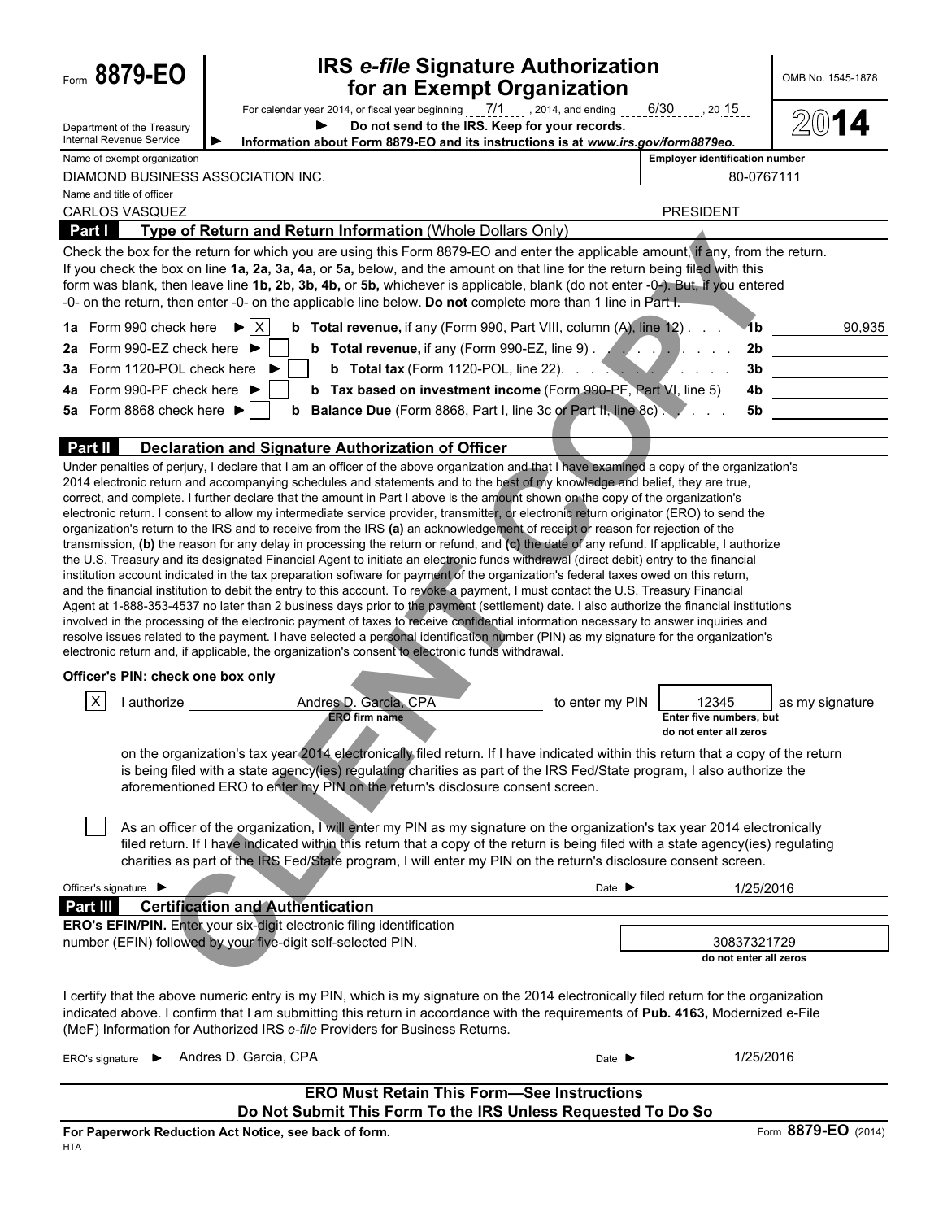Form **8879-EO**

Department of the Treasury
Internal Revenue Service

# IRS *e-file* Signature Authorization for an Exempt Organization

For calendar year 2014, or fiscal year beginning 7/1 , 2014, and ending 6/30 , 20 15

► **Do not send to the IRS. Keep for your records.**

► **Information about Form 8879-EO and its instructions is at *www.irs.gov/form8879eo*.**

OMB No. 1545-1878

**2014**

| Name of exempt organization | Employer identification number |
|---|---|
| DIAMOND BUSINESS ASSOCIATION INC. | 80-0767111 |
| **Name and title of officer** | |
| CARLOS VASQUEZ | PRESIDENT |

## Part I Type of Return and Return Information (Whole Dollars Only)

Check the box for the return for which you are using this Form 8879-EO and enter the applicable amount, if any, from the return. If you check the box on line **1a, 2a, 3a, 4a,** or **5a,** below, and the amount on that line for the return being filed with this form was blank, then leave line **1b, 2b, 3b, 4b,** or **5b,** whichever is applicable, blank (do not enter -0-). But, if you entered -0- on the return, then enter -0- on the applicable line below. **Do not** complete more than 1 line in Part I.

| | | | |
|---|---|---|---|
| **1a** Form 990 check here ► [X] | **b Total revenue,** if any (Form 990, Part VIII, column (A), line 12) | **1b** | 90,935 |
| **2a** Form 990-EZ check here ► [ ] | **b Total revenue,** if any (Form 990-EZ, line 9) | **2b** | |
| **3a** Form 1120-POL check here ► [ ] | **b Total tax** (Form 1120-POL, line 22) | **3b** | |
| **4a** Form 990-PF check here ► [ ] | **b Tax based on investment income** (Form 990-PF, Part VI, line 5) | **4b** | |
| **5a** Form 8868 check here ► [ ] | **b Balance Due** (Form 8868, Part I, line 3c or Part II, line 8c) | **5b** | |

## Part II Declaration and Signature Authorization of Officer

Under penalties of perjury, I declare that I am an officer of the above organization and that I have examined a copy of the organization's 2014 electronic return and accompanying schedules and statements and to the best of my knowledge and belief, they are true, correct, and complete. I further declare that the amount in Part I above is the amount shown on the copy of the organization's electronic return. I consent to allow my intermediate service provider, transmitter, or electronic return originator (ERO) to send the organization's return to the IRS and to receive from the IRS **(a)** an acknowledgement of receipt or reason for rejection of the transmission, **(b)** the reason for any delay in processing the return or refund, and **(c)** the date of any refund. If applicable, I authorize the U.S. Treasury and its designated Financial Agent to initiate an electronic funds withdrawal (direct debit) entry to the financial institution account indicated in the tax preparation software for payment of the organization's federal taxes owed on this return, and the financial institution to debit the entry to this account. To revoke a payment, I must contact the U.S. Treasury Financial Agent at 1-888-353-4537 no later than 2 business days prior to the payment (settlement) date. I also authorize the financial institutions involved in the processing of the electronic payment of taxes to receive confidential information necessary to answer inquiries and resolve issues related to the payment. I have selected a personal identification number (PIN) as my signature for the organization's electronic return and, if applicable, the organization's consent to electronic funds withdrawal.

**Officer's PIN: check one box only**

[X] I authorize Andres D. Garcia, CPA (ERO firm name) to enter my PIN 12345 (Enter five numbers, but do not enter all zeros) as my signature on the organization's tax year 2014 electronically filed return. If I have indicated within this return that a copy of the return is being filed with a state agency(ies) regulating charities as part of the IRS Fed/State program, I also authorize the aforementioned ERO to enter my PIN on the return's disclosure consent screen.

[ ] As an officer of the organization, I will enter my PIN as my signature on the organization's tax year 2014 electronically filed return. If I have indicated within this return that a copy of the return is being filed with a state agency(ies) regulating charities as part of the IRS Fed/State program, I will enter my PIN on the return's disclosure consent screen.

Officer's signature ► Date ► 1/25/2016

## Part III Certification and Authentication

**ERO's EFIN/PIN.** Enter your six-digit electronic filing identification number (EFIN) followed by your five-digit self-selected PIN.

30837321729
do not enter all zeros

I certify that the above numeric entry is my PIN, which is my signature on the 2014 electronically filed return for the organization indicated above. I confirm that I am submitting this return in accordance with the requirements of **Pub. 4163,** Modernized e-File (MeF) Information for Authorized IRS *e-file* Providers for Business Returns.

ERO's signature ► Andres D. Garcia, CPA Date ► 1/25/2016

**ERO Must Retain This Form—See Instructions**
**Do Not Submit This Form To the IRS Unless Requested To Do So**

**For Paperwork Reduction Act Notice, see back of form.** Form **8879-EO** (2014)

HTA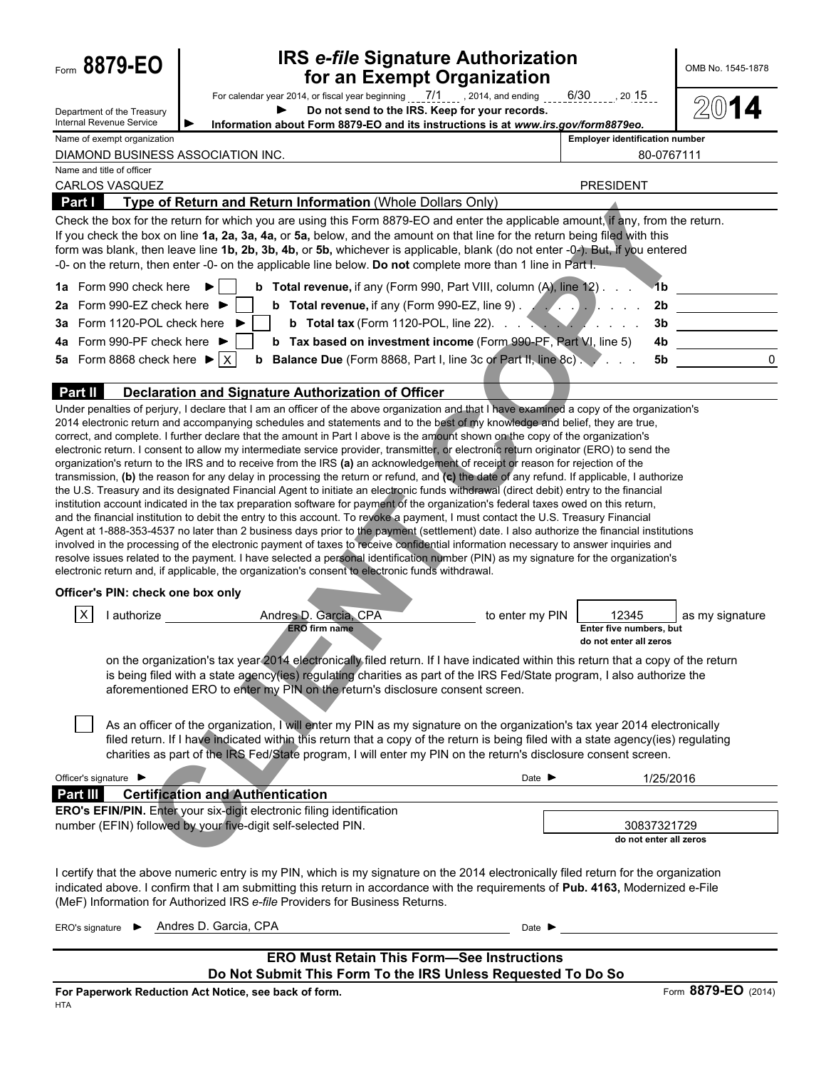Form **8879-EO**

Department of the Treasury
Internal Revenue Service

# IRS *e-file* Signature Authorization for an Exempt Organization

For calendar year 2014, or fiscal year beginning 7/1 , 2014, and ending 6/30 , 20 15

▶ **Do not send to the IRS. Keep for your records.**

▶ **Information about Form 8879-EO and its instructions is at *www.irs.gov/form8879eo.***

OMB No. 1545-1878

**2014**

| Name of exempt organization | Employer identification number |
|---|---|
| DIAMOND BUSINESS ASSOCIATION INC. | 80-0767111 |

| Name and title of officer | |
|---|---|
| CARLOS VASQUEZ | PRESIDENT |

## Part I Type of Return and Return Information (Whole Dollars Only)

Check the box for the return for which you are using this Form 8879-EO and enter the applicable amount, if any, from the return. If you check the box on line **1a, 2a, 3a, 4a,** or **5a,** below, and the amount on that line for the return being filed with this form was blank, then leave line **1b, 2b, 3b, 4b,** or **5b,** whichever is applicable, blank (do not enter -0-). But, if you entered -0- on the return, then enter -0- on the applicable line below. **Do not** complete more than 1 line in Part I.

| | | | | |
|---|---|---|---|---|
| **1a** Form 990 check here ▶ [ ] | **b Total revenue,** if any (Form 990, Part VIII, column (A), line 12) | **1b** | |
| **2a** Form 990-EZ check here ▶ [ ] | **b Total revenue,** if any (Form 990-EZ, line 9) | **2b** | |
| **3a** Form 1120-POL check here ▶ [ ] | **b Total tax** (Form 1120-POL, line 22) | **3b** | |
| **4a** Form 990-PF check here ▶ [ ] | **b Tax based on investment income** (Form 990-PF, Part VI, line 5) | **4b** | |
| **5a** Form 8868 check here ▶ [X] | **b Balance Due** (Form 8868, Part I, line 3c or Part II, line 8c) | **5b** | 0 |

## Part II Declaration and Signature Authorization of Officer

Under penalties of perjury, I declare that I am an officer of the above organization and that I have examined a copy of the organization's 2014 electronic return and accompanying schedules and statements and to the best of my knowledge and belief, they are true, correct, and complete. I further declare that the amount in Part I above is the amount shown on the copy of the organization's electronic return. I consent to allow my intermediate service provider, transmitter, or electronic return originator (ERO) to send the organization's return to the IRS and to receive from the IRS **(a)** an acknowledgement of receipt or reason for rejection of the transmission, **(b)** the reason for any delay in processing the return or refund, and **(c)** the date of any refund. If applicable, I authorize the U.S. Treasury and its designated Financial Agent to initiate an electronic funds withdrawal (direct debit) entry to the financial institution account indicated in the tax preparation software for payment of the organization's federal taxes owed on this return, and the financial institution to debit the entry to this account. To revoke a payment, I must contact the U.S. Treasury Financial Agent at 1-888-353-4537 no later than 2 business days prior to the payment (settlement) date. I also authorize the financial institutions involved in the processing of the electronic payment of taxes to receive confidential information necessary to answer inquiries and resolve issues related to the payment. I have selected a personal identification number (PIN) as my signature for the organization's electronic return and, if applicable, the organization's consent to electronic funds withdrawal.

**Officer's PIN: check one box only**

[X] I authorize Andres D. Garcia, CPA (ERO firm name) to enter my PIN 12345 (Enter five numbers, but do not enter all zeros) as my signature on the organization's tax year 2014 electronically filed return. If I have indicated within this return that a copy of the return is being filed with a state agency(ies) regulating charities as part of the IRS Fed/State program, I also authorize the aforementioned ERO to enter my PIN on the return's disclosure consent screen.

[ ] As an officer of the organization, I will enter my PIN as my signature on the organization's tax year 2014 electronically filed return. If I have indicated within this return that a copy of the return is being filed with a state agency(ies) regulating charities as part of the IRS Fed/State program, I will enter my PIN on the return's disclosure consent screen.

Officer's signature ▶ Date ▶ 1/25/2016

## Part III Certification and Authentication

**ERO's EFIN/PIN.** Enter your six-digit electronic filing identification number (EFIN) followed by your five-digit self-selected PIN.

30837321729
do not enter all zeros

I certify that the above numeric entry is my PIN, which is my signature on the 2014 electronically filed return for the organization indicated above. I confirm that I am submitting this return in accordance with the requirements of **Pub. 4163,** Modernized e-File (MeF) Information for Authorized IRS *e-file* Providers for Business Returns.

ERO's signature ▶ Andres D. Garcia, CPA Date ▶

**ERO Must Retain This Form—See Instructions**
**Do Not Submit This Form To the IRS Unless Requested To Do So**

**For Paperwork Reduction Act Notice, see back of form.** Form **8879-EO** (2014)

HTA

CLIENT COPY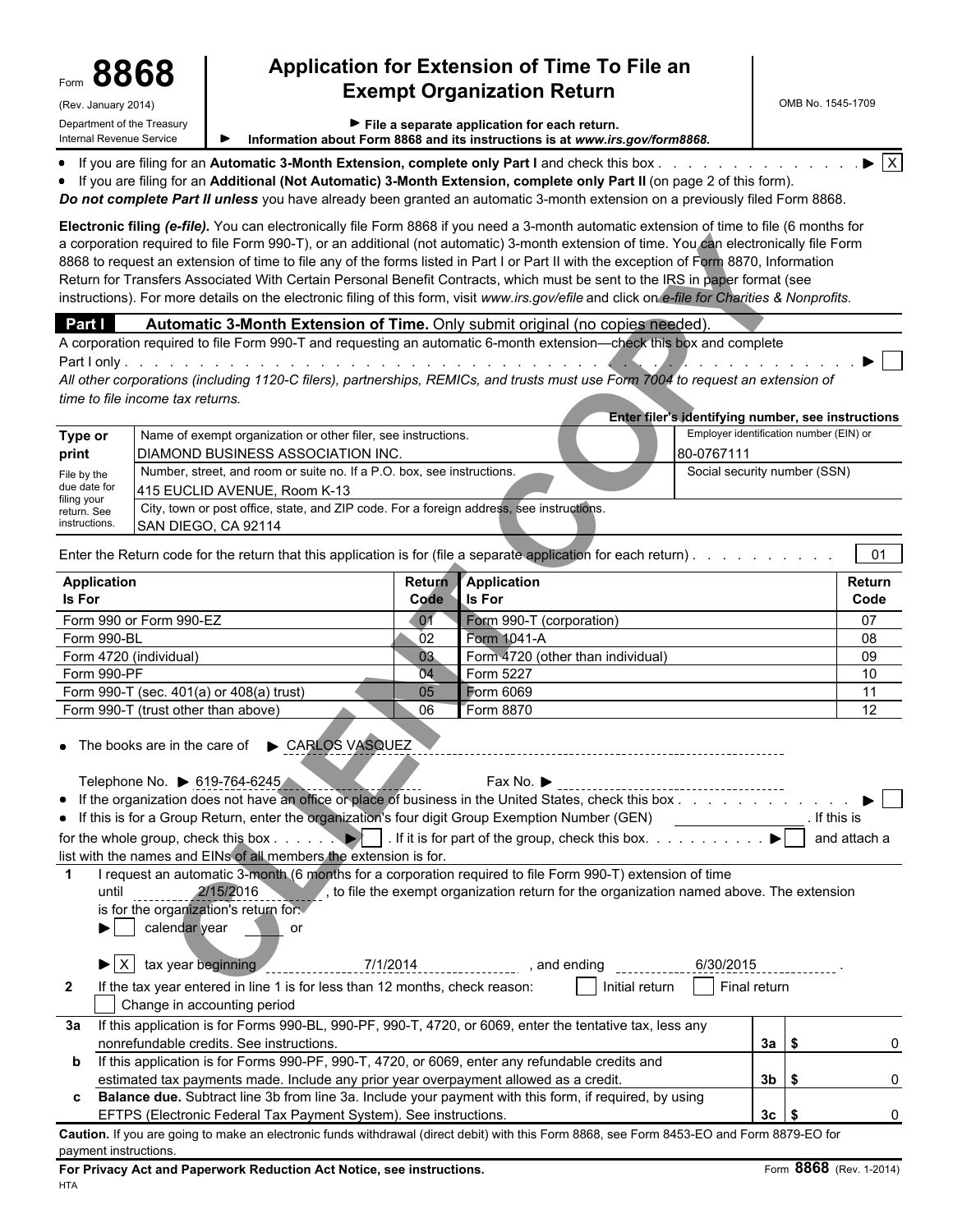Form **8868** (Rev. January 2014)

Department of the Treasury
Internal Revenue Service

# Application for Extension of Time To File an Exempt Organization Return

OMB No. 1545-1709

▶ File a separate application for each return.
▶ Information about Form 8868 and its instructions is at *www.irs.gov/form8868.*

- If you are filing for an **Automatic 3-Month Extension, complete only Part I** and check this box . . . . . . . . . . . . . ▶ [X]
- If you are filing for an **Additional (Not Automatic) 3-Month Extension, complete only Part II** (on page 2 of this form).

***Do not complete Part II unless*** you have already been granted an automatic 3-month extension on a previously filed Form 8868.

**Electronic filing *(e-file)*.** You can electronically file Form 8868 if you need a 3-month automatic extension of time to file (6 months for a corporation required to file Form 990-T), or an additional (not automatic) 3-month extension of time. You can electronically file Form 8868 to request an extension of time to file any of the forms listed in Part I or Part II with the exception of Form 8870, Information Return for Transfers Associated With Certain Personal Benefit Contracts, which must be sent to the IRS in paper format (see instructions). For more details on the electronic filing of this form, visit *www.irs.gov/efile* and click on *e-file for Charities & Nonprofits.*

CLIENT COPY

## Part I — Automatic 3-Month Extension of Time. Only submit original (no copies needed).

A corporation required to file Form 990-T and requesting an automatic 6-month extension—check this box and complete Part I only . . . . . . . . . . . . . . . . . . . . . . . . . . . . . . . . . . . . . . . . . . . ▶ [ ]

*All other corporations (including 1120-C filers), partnerships, REMICs, and trusts must use Form 7004 to request an extension of time to file income tax returns.*

**Enter filer's identifying number, see instructions**

| Type or print | Name of exempt organization or other filer, see instructions. | Employer identification number (EIN) or |
|---|---|---|
| File by the due date for filing your return. See instructions. | DIAMOND BUSINESS ASSOCIATION INC. | 80-0767111 |
| | Number, street, and room or suite no. If a P.O. box, see instructions. | Social security number (SSN) |
| | 415 EUCLID AVENUE, Room K-13 | |
| | City, town or post office, state, and ZIP code. For a foreign address, see instructions. | |
| | SAN DIEGO, CA 92114 | |

Enter the Return code for the return that this application is for (file a separate application for each return) . . . . . . . . . . 01

| Application Is For | Return Code | Application Is For | Return Code |
|---|---|---|---|
| Form 990 or Form 990-EZ | 01 | Form 990-T (corporation) | 07 |
| Form 990-BL | 02 | Form 1041-A | 08 |
| Form 4720 (individual) | 03 | Form 4720 (other than individual) | 09 |
| Form 990-PF | 04 | Form 5227 | 10 |
| Form 990-T (sec. 401(a) or 408(a) trust) | 05 | Form 6069 | 11 |
| Form 990-T (trust other than above) | 06 | Form 8870 | 12 |

- The books are in the care of ▶ CARLOS VASQUEZ

  Telephone No. ▶ 619-764-6245 Fax No. ▶
- If the organization does not have an office or place of business in the United States, check this box . . . . . . . . . . . . ▶ [ ]
- If this is for a Group Return, enter the organization's four digit Group Exemption Number (GEN) ________ . If this is for the whole group, check this box . . . . . . ▶ [ ] . If it is for part of the group, check this box. . . . . . . . . . . ▶ [ ] and attach a list with the names and EINs of all members the extension is for.

**1** I request an automatic 3-month (6 months for a corporation required to file Form 990-T) extension of time until 2/15/2016 , to file the exempt organization return for the organization named above. The extension is for the organization's return for:

▶ [ ] calendar year ____ or

▶ [X] tax year beginning 7/1/2014 , and ending 6/30/2015 .

**2** If the tax year entered in line 1 is for less than 12 months, check reason: [ ] Initial return [ ] Final return [ ] Change in accounting period

| | | | |
|---|---|---|---|
| **3a** | If this application is for Forms 990-BL, 990-PF, 990-T, 4720, or 6069, enter the tentative tax, less any nonrefundable credits. See instructions. | 3a | $ 0 |
| **b** | If this application is for Forms 990-PF, 990-T, 4720, or 6069, enter any refundable credits and estimated tax payments made. Include any prior year overpayment allowed as a credit. | 3b | $ 0 |
| **c** | **Balance due.** Subtract line 3b from line 3a. Include your payment with this form, if required, by using EFTPS (Electronic Federal Tax Payment System). See instructions. | 3c | $ 0 |

**Caution.** If you are going to make an electronic funds withdrawal (direct debit) with this Form 8868, see Form 8453-EO and Form 8879-EO for payment instructions.

**For Privacy Act and Paperwork Reduction Act Notice, see instructions.** Form **8868** (Rev. 1-2014)

HTA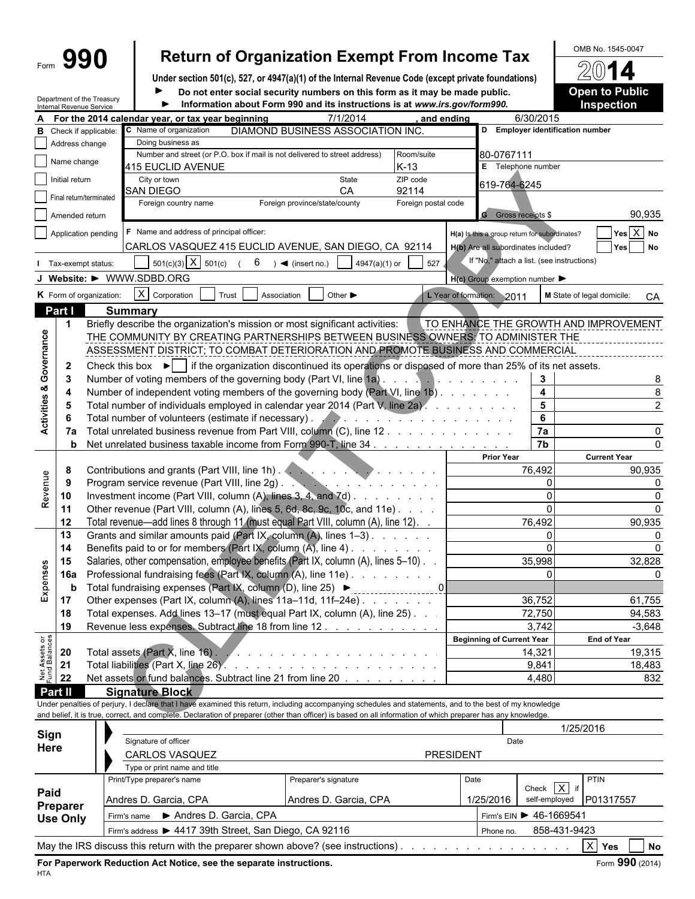Form **990** | **Return of Organization Exempt From Income Tax** | OMB No. 1545-0047

Under section 501(c), 527, or 4947(a)(1) of the Internal Revenue Code (except private foundations)

► Do not enter social security numbers on this form as it may be made public.

► Information about Form 990 and its instructions is at *www.irs.gov/form990.*

Department of the Treasury
Internal Revenue Service

**2014**

**Open to Public Inspection**

**A** For the 2014 calendar year, or tax year beginning 7/1/2014 , and ending 6/30/2015

**B** Check if applicable:
- Address change
- Name change
- Initial return
- Final return/terminated
- Amended return
- Application pending

**C** Name of organization: DIAMOND BUSINESS ASSOCIATION INC.

Doing business as

Number and street (or P.O. box if mail is not delivered to street address): 415 EUCLID AVENUE — Room/suite: K-13

City or town: SAN DIEGO — State: CA — ZIP code: 92114

Foreign country name — Foreign province/state/county — Foreign postal code

**D** Employer identification number: 80-0767111

**E** Telephone number: 619-764-6245

**G** Gross receipts $ 90,935

**F** Name and address of principal officer: CARLOS VASQUEZ 415 EUCLID AVENUE, SAN DIEGO, CA 92114

**H(a)** Is this a group return for subordinates? Yes [ ] No [X]

**H(b)** Are all subordinates included? Yes [ ] No [ ]

If "No," attach a list. (see instructions)

**H(c)** Group exemption number ►

**I** Tax-exempt status: [ ] 501(c)(3) [X] 501(c) ( 6 ) ◄ (insert no.) [ ] 4947(a)(1) or [ ] 527

**J** Website: ► WWW.SDBD.ORG

**K** Form of organization: [X] Corporation [ ] Trust [ ] Association [ ] Other ►

**L** Year of formation: 2011

**M** State of legal domicile: CA

## Part I Summary

**Activities & Governance**

1 Briefly describe the organization's mission or most significant activities: TO ENHANCE THE GROWTH AND IMPROVEMENT THE COMMUNITY BY CREATING PARTNERSHIPS BETWEEN BUSINESS OWNERS; TO ADMINISTER THE ASSESSMENT DISTRICT; TO COMBAT DETERIORATION AND PROMOTE BUSINESS AND COMMERCIAL

2 Check this box ► [ ] if the organization discontinued its operations or disposed of more than 25% of its net assets.

| | | | |
|---|---|---|---|
| 3 | Number of voting members of the governing body (Part VI, line 1a) | 3 | 8 |
| 4 | Number of independent voting members of the governing body (Part VI, line 1b) | 4 | 8 |
| 5 | Total number of individuals employed in calendar year 2014 (Part V, line 2a) | 5 | 2 |
| 6 | Total number of volunteers (estimate if necessary) | 6 | |
| 7a | Total unrelated business revenue from Part VIII, column (C), line 12 | 7a | 0 |
| b | Net unrelated business taxable income from Form 990-T, line 34 | 7b | 0 |

| | | | Prior Year | Current Year |
|---|---|---|---|---|
| **Revenue** | 8 | Contributions and grants (Part VIII, line 1h) | 76,492 | 90,935 |
| | 9 | Program service revenue (Part VIII, line 2g) | 0 | 0 |
| | 10 | Investment income (Part VIII, column (A), lines 3, 4, and 7d) | 0 | 0 |
| | 11 | Other revenue (Part VIII, column (A), lines 5, 6d, 8c, 9c, 10c, and 11e) | 0 | 0 |
| | 12 | Total revenue—add lines 8 through 11 (must equal Part VIII, column (A), line 12) | 76,492 | 90,935 |
| **Expenses** | 13 | Grants and similar amounts paid (Part IX, column (A), lines 1–3) | 0 | 0 |
| | 14 | Benefits paid to or for members (Part IX, column (A), line 4) | 0 | 0 |
| | 15 | Salaries, other compensation, employee benefits (Part IX, column (A), lines 5–10) | 35,998 | 32,828 |
| | 16a | Professional fundraising fees (Part IX, column (A), line 11e) | 0 | 0 |
| | b | Total fundraising expenses (Part IX, column (D), line 25) ► 0 | | |
| | 17 | Other expenses (Part IX, column (A), lines 11a–11d, 11f–24e) | 36,752 | 61,755 |
| | 18 | Total expenses. Add lines 13–17 (must equal Part IX, column (A), line 25) | 72,750 | 94,583 |
| | 19 | Revenue less expenses. Subtract line 18 from line 12 | 3,742 | -3,648 |

| | | | Beginning of Current Year | End of Year |
|---|---|---|---|---|
| **Net Assets or Fund Balances** | 20 | Total assets (Part X, line 16) | 14,321 | 19,315 |
| | 21 | Total liabilities (Part X, line 26) | 9,841 | 18,483 |
| | 22 | Net assets or fund balances. Subtract line 21 from line 20 | 4,480 | 832 |

## Part II Signature Block

Under penalties of perjury, I declare that I have examined this return, including accompanying schedules and statements, and to the best of my knowledge and belief, it is true, correct, and complete. Declaration of preparer (other than officer) is based on all information of which preparer has any knowledge.

**Sign Here**

Signature of officer — Date: 1/25/2016

CARLOS VASQUEZ — PRESIDENT

Type or print name and title

**Paid Preparer Use Only**

| Print/Type preparer's name | Preparer's signature | Date | Check [X] if self-employed | PTIN |
|---|---|---|---|---|
| Andres D. Garcia, CPA | Andres D. Garcia, CPA | 1/25/2016 | | P01317557 |

Firm's name ► Andres D. Garcia, CPA — Firm's EIN ► 46-1669541

Firm's address ► 4417 39th Street, San Diego, CA 92116 — Phone no. 858-431-9423

May the IRS discuss this return with the preparer shown above? (see instructions) [X] Yes [ ] No

**For Paperwork Reduction Act Notice, see the separate instructions.** Form **990** (2014)

HTA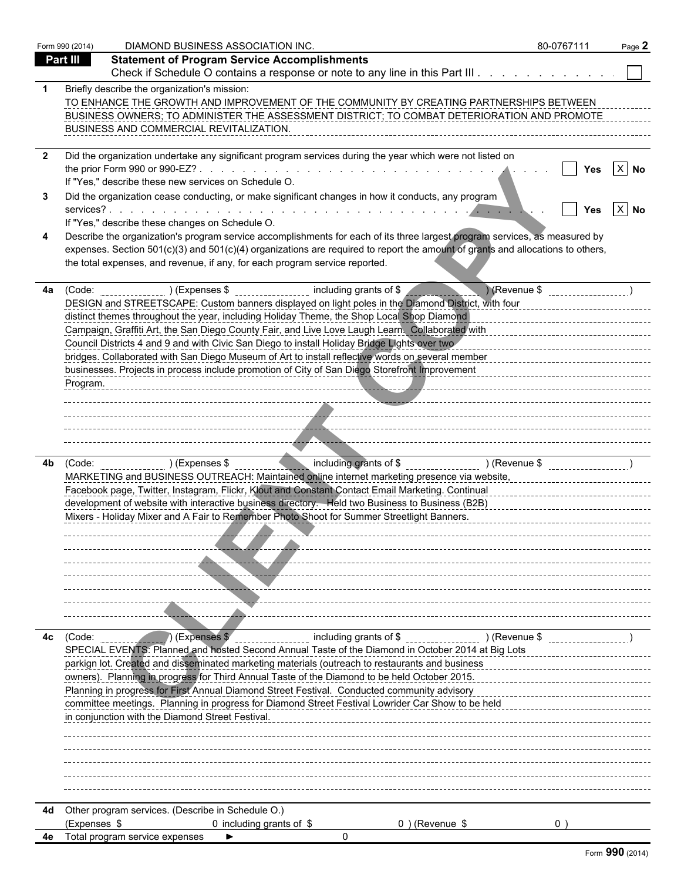Form 990 (2014) DIAMOND BUSINESS ASSOCIATION INC. 80-0767111

## Part III Statement of Program Service Accomplishments

Check if Schedule O contains a response or note to any line in this Part III . . . . . . . . . . . . ☐

**1** Briefly describe the organization's mission:

TO ENHANCE THE GROWTH AND IMPROVEMENT OF THE COMMUNITY BY CREATING PARTNERSHIPS BETWEEN BUSINESS OWNERS; TO ADMINISTER THE ASSESSMENT DISTRICT; TO COMBAT DETERIORATION AND PROMOTE BUSINESS AND COMMERCIAL REVITALIZATION.

**2** Did the organization undertake any significant program services during the year which were not listed on the prior Form 990 or 990-EZ? . . . . . . . . . . . . . . . . ☐ Yes ☒ No

If "Yes," describe these new services on Schedule O.

**3** Did the organization cease conducting, or make significant changes in how it conducts, any program services? . . . . . . . . . . . . . . . . ☐ Yes ☒ No

If "Yes," describe these changes on Schedule O.

**4** Describe the organization's program service accomplishments for each of its three largest program services, as measured by expenses. Section 501(c)(3) and 501(c)(4) organizations are required to report the amount of grants and allocations to others, the total expenses, and revenue, if any, for each program service reported.

**4a** (Code: ) (Expenses $ including grants of $ ) (Revenue $ )

DESIGN and STREETSCAPE: Custom banners displayed on light poles in the Diamond District, with four distinct themes throughout the year, including Holiday Theme, the Shop Local Shop Diamond Campaign, Graffiti Art, the San Diego County Fair, and Live Love Laugh Learn. Collaborated with Council Districts 4 and 9 and with Civic San Diego to install Holiday Bridge Lights over two bridges. Collaborated with San Diego Museum of Art to install reflective words on several member businesses. Projects in process include promotion of City of San Diego Storefront Improvement Program.

**4b** (Code: ) (Expenses $ including grants of $ ) (Revenue $ )

MARKETING and BUSINESS OUTREACH: Maintained online internet marketing presence via website, Facebook page, Twitter, Instagram, Flickr, Klout and Constant Contact Email Marketing. Continual development of website with interactive business directory. Held two Business to Business (B2B) Mixers - Holiday Mixer and A Fair to Remember Photo Shoot for Summer Streetlight Banners.

**4c** (Code: ) (Expenses $ including grants of $ ) (Revenue $ )

SPECIAL EVENTS: Planned and hosted Second Annual Taste of the Diamond in October 2014 at Big Lots parkign lot. Created and disseminated marketing materials (outreach to restaurants and business owners). Planning in progress for Third Annual Taste of the Diamond to be held October 2015. Planning in progress for First Annual Diamond Street Festival. Conducted community advisory committee meetings. Planning in progress for Diamond Street Festival Lowrider Car Show to be held in conjunction with the Diamond Street Festival.

**4d** Other program services. (Describe in Schedule O.)

(Expenses $ 0 including grants of $ 0 ) (Revenue $ 0 )

**4e** Total program service expenses ► 0

Form 990 (2014)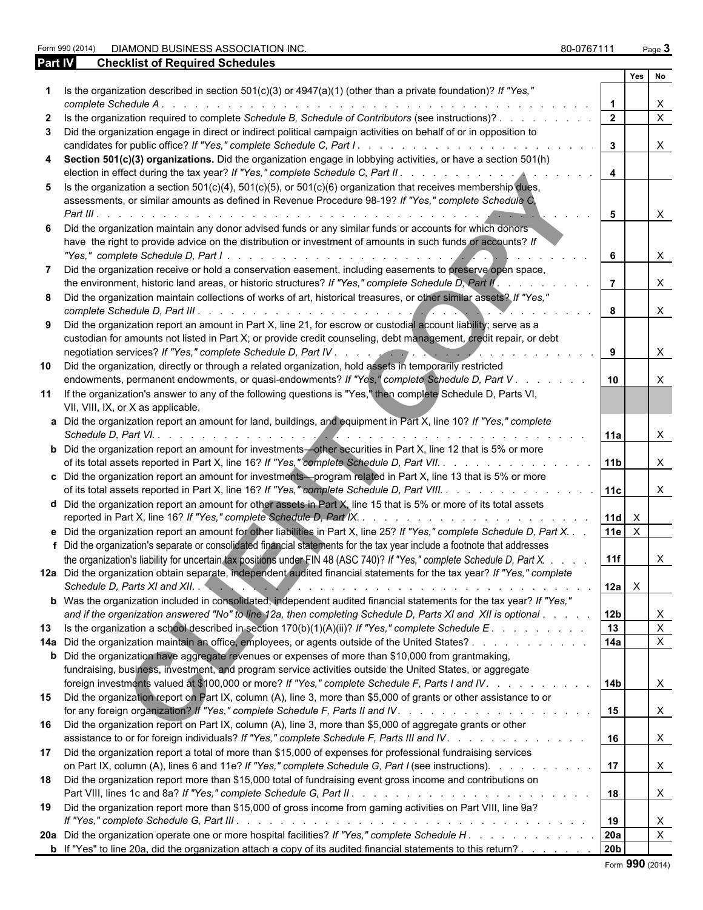Form 990 (2014) DIAMOND BUSINESS ASSOCIATION INC. 80-0767111

## Part IV Checklist of Required Schedules

| | | | Yes | No |
|---|---|---|---|---|
| **1** | Is the organization described in section 501(c)(3) or 4947(a)(1) (other than a private foundation)? *If "Yes," complete Schedule A* | 1 | | X |
| **2** | Is the organization required to complete *Schedule B, Schedule of Contributors* (see instructions)? | 2 | | X |
| **3** | Did the organization engage in direct or indirect political campaign activities on behalf of or in opposition to candidates for public office? *If "Yes," complete Schedule C, Part I* | 3 | | X |
| **4** | **Section 501(c)(3) organizations.** Did the organization engage in lobbying activities, or have a section 501(h) election in effect during the tax year? *If "Yes," complete Schedule C, Part II* | 4 | | |
| **5** | Is the organization a section 501(c)(4), 501(c)(5), or 501(c)(6) organization that receives membership dues, assessments, or similar amounts as defined in Revenue Procedure 98-19? *If "Yes," complete Schedule C, Part III* | 5 | | X |
| **6** | Did the organization maintain any donor advised funds or any similar funds or accounts for which donors have the right to provide advice on the distribution or investment of amounts in such funds or accounts? *If "Yes," complete Schedule D, Part I* | 6 | | X |
| **7** | Did the organization receive or hold a conservation easement, including easements to preserve open space, the environment, historic land areas, or historic structures? *If "Yes," complete Schedule D, Part II* | 7 | | X |
| **8** | Did the organization maintain collections of works of art, historical treasures, or other similar assets? *If "Yes," complete Schedule D, Part III* | 8 | | X |
| **9** | Did the organization report an amount in Part X, line 21, for escrow or custodial account liability; serve as a custodian for amounts not listed in Part X; or provide credit counseling, debt management, credit repair, or debt negotiation services? *If "Yes," complete Schedule D, Part IV* | 9 | | X |
| **10** | Did the organization, directly or through a related organization, hold assets in temporarily restricted endowments, permanent endowments, or quasi-endowments? *If "Yes," complete Schedule D, Part V* | 10 | | X |
| **11** | If the organization's answer to any of the following questions is "Yes," then complete Schedule D, Parts VI, VII, VIII, IX, or X as applicable. | | | |
| **a** | Did the organization report an amount for land, buildings, and equipment in Part X, line 10? *If "Yes," complete Schedule D, Part VI.* | 11a | | X |
| **b** | Did the organization report an amount for investments—other securities in Part X, line 12 that is 5% or more of its total assets reported in Part X, line 16? *If "Yes," complete Schedule D, Part VII.* | 11b | | X |
| **c** | Did the organization report an amount for investments—program related in Part X, line 13 that is 5% or more of its total assets reported in Part X, line 16? *If "Yes," complete Schedule D, Part VIII.* | 11c | | X |
| **d** | Did the organization report an amount for other assets in Part X, line 15 that is 5% or more of its total assets reported in Part X, line 16? *If "Yes," complete Schedule D, Part IX.* | 11d | X | |
| **e** | Did the organization report an amount for other liabilities in Part X, line 25? *If "Yes," complete Schedule D, Part X.* | 11e | X | |
| **f** | Did the organization's separate or consolidated financial statements for the tax year include a footnote that addresses the organization's liability for uncertain tax positions under FIN 48 (ASC 740)? *If "Yes," complete Schedule D, Part X.* | 11f | | X |
| **12a** | Did the organization obtain separate, independent audited financial statements for the tax year? *If "Yes," complete Schedule D, Parts XI and XII.* | 12a | X | |
| **b** | Was the organization included in consolidated, independent audited financial statements for the tax year? *If "Yes," and if the organization answered "No" to line 12a, then completing Schedule D, Parts XI and XII is optional* | 12b | | X |
| **13** | Is the organization a school described in section 170(b)(1)(A)(ii)? *If "Yes," complete Schedule E* | 13 | | X |
| **14a** | Did the organization maintain an office, employees, or agents outside of the United States? | 14a | | X |
| **b** | Did the organization have aggregate revenues or expenses of more than $10,000 from grantmaking, fundraising, business, investment, and program service activities outside the United States, or aggregate foreign investments valued at $100,000 or more? *If "Yes," complete Schedule F, Parts I and IV.* | 14b | | X |
| **15** | Did the organization report on Part IX, column (A), line 3, more than $5,000 of grants or other assistance to or for any foreign organization? *If "Yes," complete Schedule F, Parts II and IV.* | 15 | | X |
| **16** | Did the organization report on Part IX, column (A), line 3, more than $5,000 of aggregate grants or other assistance to or for foreign individuals? *If "Yes," complete Schedule F, Parts III and IV.* | 16 | | X |
| **17** | Did the organization report a total of more than $15,000 of expenses for professional fundraising services on Part IX, column (A), lines 6 and 11e? *If "Yes," complete Schedule G, Part I* (see instructions). | 17 | | X |
| **18** | Did the organization report more than $15,000 total of fundraising event gross income and contributions on Part VIII, lines 1c and 8a? *If "Yes," complete Schedule G, Part II* | 18 | | X |
| **19** | Did the organization report more than $15,000 of gross income from gaming activities on Part VIII, line 9a? *If "Yes," complete Schedule G, Part III* | 19 | | X |
| **20a** | Did the organization operate one or more hospital facilities? *If "Yes," complete Schedule H* | 20a | | X |
| **b** | If "Yes" to line 20a, did the organization attach a copy of its audited financial statements to this return? | 20b | | |

Form **990** (2014)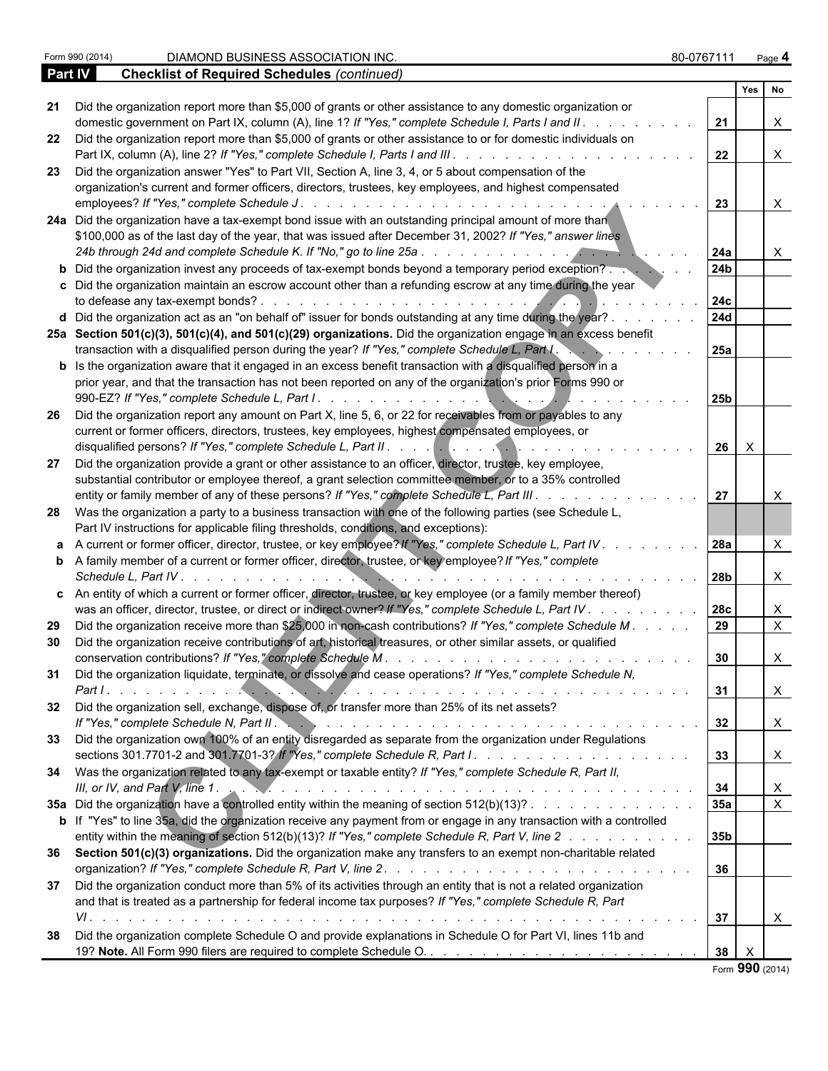Form 990 (2014) DIAMOND BUSINESS ASSOCIATION INC. 80-0767111 Page **4**

**Part IV** **Checklist of Required Schedules** *(continued)*

| | | | Yes | No |
|---|---|---|---|---|
| **21** | Did the organization report more than $5,000 of grants or other assistance to any domestic organization or domestic government on Part IX, column (A), line 1? *If "Yes," complete Schedule I, Parts I and II* | **21** | | X |
| **22** | Did the organization report more than $5,000 of grants or other assistance to or for domestic individuals on Part IX, column (A), line 2? *If "Yes," complete Schedule I, Parts I and III* | **22** | | X |
| **23** | Did the organization answer "Yes" to Part VII, Section A, line 3, 4, or 5 about compensation of the organization's current and former officers, directors, trustees, key employees, and highest compensated employees? *If "Yes," complete Schedule J* | **23** | | X |
| **24a** | Did the organization have a tax-exempt bond issue with an outstanding principal amount of more than $100,000 as of the last day of the year, that was issued after December 31, 2002? *If "Yes," answer lines 24b through 24d and complete Schedule K. If "No," go to line 25a* | **24a** | | X |
| **b** | Did the organization invest any proceeds of tax-exempt bonds beyond a temporary period exception? | **24b** | | |
| **c** | Did the organization maintain an escrow account other than a refunding escrow at any time during the year to defease any tax-exempt bonds? | **24c** | | |
| **d** | Did the organization act as an "on behalf of" issuer for bonds outstanding at any time during the year? | **24d** | | |
| **25a** | **Section 501(c)(3), 501(c)(4), and 501(c)(29) organizations.** Did the organization engage in an excess benefit transaction with a disqualified person during the year? *If "Yes," complete Schedule L, Part I* | **25a** | | |
| **b** | Is the organization aware that it engaged in an excess benefit transaction with a disqualified person in a prior year, and that the transaction has not been reported on any of the organization's prior Forms 990 or 990-EZ? *If "Yes," complete Schedule L, Part I* | **25b** | | |
| **26** | Did the organization report any amount on Part X, line 5, 6, or 22 for receivables from or payables to any current or former officers, directors, trustees, key employees, highest compensated employees, or disqualified persons? *If "Yes," complete Schedule L, Part II* | **26** | X | |
| **27** | Did the organization provide a grant or other assistance to an officer, director, trustee, key employee, substantial contributor or employee thereof, a grant selection committee member, or to a 35% controlled entity or family member of any of these persons? *If "Yes," complete Schedule L, Part III* | **27** | | X |
| **28** | Was the organization a party to a business transaction with one of the following parties (see Schedule L, Part IV instructions for applicable filing thresholds, conditions, and exceptions): | | | |
| **a** | A current or former officer, director, trustee, or key employee? *If "Yes," complete Schedule L, Part IV* | **28a** | | X |
| **b** | A family member of a current or former officer, director, trustee, or key employee? *If "Yes," complete Schedule L, Part IV* | **28b** | | X |
| **c** | An entity of which a current or former officer, director, trustee, or key employee (or a family member thereof) was an officer, director, trustee, or direct or indirect owner? *If "Yes," complete Schedule L, Part IV* | **28c** | | X |
| **29** | Did the organization receive more than $25,000 in non-cash contributions? *If "Yes," complete Schedule M* | **29** | | X |
| **30** | Did the organization receive contributions of art, historical treasures, or other similar assets, or qualified conservation contributions? *If "Yes," complete Schedule M* | **30** | | X |
| **31** | Did the organization liquidate, terminate, or dissolve and cease operations? *If "Yes," complete Schedule N, Part I* | **31** | | X |
| **32** | Did the organization sell, exchange, dispose of, or transfer more than 25% of its net assets? *If "Yes," complete Schedule N, Part II* | **32** | | X |
| **33** | Did the organization own 100% of an entity disregarded as separate from the organization under Regulations sections 301.7701-2 and 301.7701-3? *If "Yes," complete Schedule R, Part I* | **33** | | X |
| **34** | Was the organization related to any tax-exempt or taxable entity? *If "Yes," complete Schedule R, Part II, III, or IV, and Part V, line 1* | **34** | | X |
| **35a** | Did the organization have a controlled entity within the meaning of section 512(b)(13)? | **35a** | | X |
| **b** | If "Yes" to line 35a, did the organization receive any payment from or engage in any transaction with a controlled entity within the meaning of section 512(b)(13)? *If "Yes," complete Schedule R, Part V, line 2* | **35b** | | |
| **36** | **Section 501(c)(3) organizations.** Did the organization make any transfers to an exempt non-charitable related organization? *If "Yes," complete Schedule R, Part V, line 2* | **36** | | |
| **37** | Did the organization conduct more than 5% of its activities through an entity that is not a related organization and that is treated as a partnership for federal income tax purposes? *If "Yes," complete Schedule R, Part VI* | **37** | | X |
| **38** | Did the organization complete Schedule O and provide explanations in Schedule O for Part VI, lines 11b and 19? **Note.** All Form 990 filers are required to complete Schedule O. | **38** | X | |

Form **990** (2014)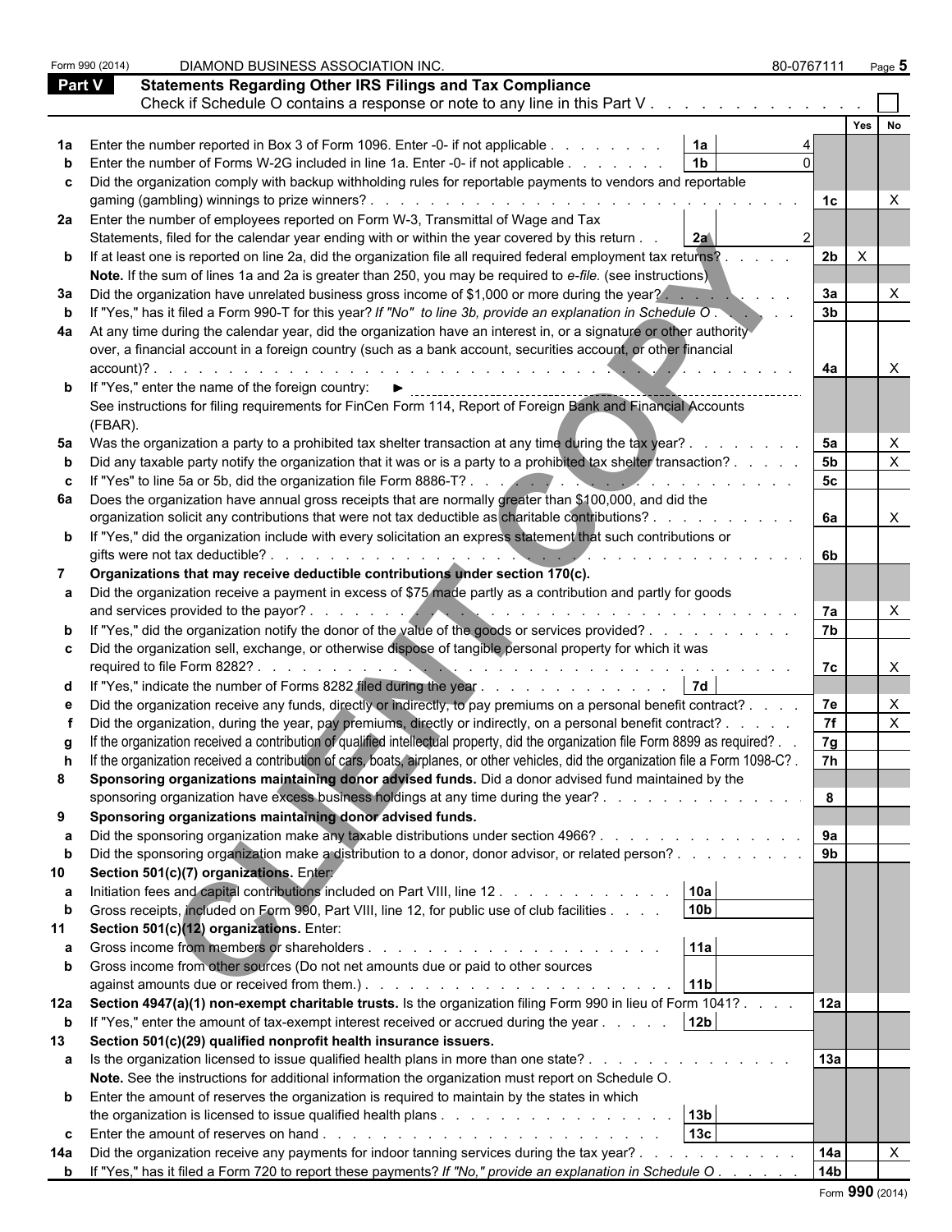Form 990 (2014) DIAMOND BUSINESS ASSOCIATION INC. 80-0767111 Page **5**

## Part V Statements Regarding Other IRS Filings and Tax Compliance

Check if Schedule O contains a response or note to any line in this Part V . . . . . . . . . . . . . ☐

| | | | | | Yes | No |
|---|---|---|---|---|---|---|
| **1a** | Enter the number reported in Box 3 of Form 1096. Enter -0- if not applicable . . . . . . . . | 1a | 4 | | | |
| **b** | Enter the number of Forms W-2G included in line 1a. Enter -0- if not applicable . . . . . . . | 1b | 0 | | | |
| **c** | Did the organization comply with backup withholding rules for reportable payments to vendors and reportable gaming (gambling) winnings to prize winners? . . . . . . . . . . . . . . . . . . . . . . . | | | 1c | | X |
| **2a** | Enter the number of employees reported on Form W-3, Transmittal of Wage and Tax Statements, filed for the calendar year ending with or within the year covered by this return . . | 2a | 2 | | | |
| **b** | If at least one is reported on line 2a, did the organization file all required federal employment tax returns? . . . . . **Note.** If the sum of lines 1a and 2a is greater than 250, you may be required to *e-file.* (see instructions) | | | 2b | X | |
| **3a** | Did the organization have unrelated business gross income of $1,000 or more during the year? . . . . . . . . . | | | 3a | | X |
| **b** | If "Yes," has it filed a Form 990-T for this year? *If "No" to line 3b, provide an explanation in Schedule O* . . . . . . . | | | 3b | | |
| **4a** | At any time during the calendar year, did the organization have an interest in, or a signature or other authority over, a financial account in a foreign country (such as a bank account, securities account, or other financial account)? . . . . . . . . . . . . . . . . . . . . . . . . . . . . . . . . . | | | 4a | | X |
| **b** | If "Yes," enter the name of the foreign country: ► See instructions for filing requirements for FinCen Form 114, Report of Foreign Bank and Financial Accounts (FBAR). | | | | | |
| **5a** | Was the organization a party to a prohibited tax shelter transaction at any time during the tax year? . . . . . . . . | | | 5a | | X |
| **b** | Did any taxable party notify the organization that it was or is a party to a prohibited tax shelter transaction? . . . . . | | | 5b | | X |
| **c** | If "Yes" to line 5a or 5b, did the organization file Form 8886-T? . . . . . . . . . . . . . . . . . . . | | | 5c | | |
| **6a** | Does the organization have annual gross receipts that are normally greater than $100,000, and did the organization solicit any contributions that were not tax deductible as charitable contributions? . . . . . . . . . . | | | 6a | | X |
| **b** | If "Yes," did the organization include with every solicitation an express statement that such contributions or gifts were not tax deductible? . . . . . . . . . . . . . . . . . . . . . . . . . . . . . . . . | | | 6b | | |
| **7** | **Organizations that may receive deductible contributions under section 170(c).** | | | | | |
| **a** | Did the organization receive a payment in excess of $75 made partly as a contribution and partly for goods and services provided to the payor? . . . . . . . . . . . . . . . . . . . . . . . . . . . . . | | | 7a | | X |
| **b** | If "Yes," did the organization notify the donor of the value of the goods or services provided? . . . . . . . . . . | | | 7b | | |
| **c** | Did the organization sell, exchange, or otherwise dispose of tangible personal property for which it was required to file Form 8282? . . . . . . . . . . . . . . . . . . . . . . . . . . . . . . . . . | | | 7c | | X |
| **d** | If "Yes," indicate the number of Forms 8282 filed during the year . . . . . . . . . . . . . . | 7d | | | | |
| **e** | Did the organization receive any funds, directly or indirectly, to pay premiums on a personal benefit contract? . . . . | | | 7e | | X |
| **f** | Did the organization, during the year, pay premiums, directly or indirectly, on a personal benefit contract? . . . . . . | | | 7f | | X |
| **g** | If the organization received a contribution of qualified intellectual property, did the organization file Form 8899 as required? . . | | | 7g | | |
| **h** | If the organization received a contribution of cars, boats, airplanes, or other vehicles, did the organization file a Form 1098-C? . | | | 7h | | |
| **8** | **Sponsoring organizations maintaining donor advised funds.** Did a donor advised fund maintained by the sponsoring organization have excess business holdings at any time during the year? . . . . . . . . . . . . . . | | | 8 | | |
| **9** | **Sponsoring organizations maintaining donor advised funds.** | | | | | |
| **a** | Did the sponsoring organization make any taxable distributions under section 4966? . . . . . . . . . . . . . . | | | 9a | | |
| **b** | Did the sponsoring organization make a distribution to a donor, donor advisor, or related person? . . . . . . . . . | | | 9b | | |
| **10** | **Section 501(c)(7) organizations.** Enter: | | | | | |
| **a** | Initiation fees and capital contributions included on Part VIII, line 12 . . . . . . . . . . . . | 10a | | | | |
| **b** | Gross receipts, included on Form 990, Part VIII, line 12, for public use of club facilities . . . . | 10b | | | | |
| **11** | **Section 501(c)(12) organizations.** Enter: | | | | | |
| **a** | Gross income from members or shareholders . . . . . . . . . . . . . . . . . . . . . | 11a | | | | |
| **b** | Gross income from other sources (Do not net amounts due or paid to other sources against amounts due or received from them.) . . . . . . . . . . . . . . . . . . . . . . . | 11b | | | | |
| **12a** | **Section 4947(a)(1) non-exempt charitable trusts.** Is the organization filing Form 990 in lieu of Form 1041? . . . . | | | 12a | | |
| **b** | If "Yes," enter the amount of tax-exempt interest received or accrued during the year . . . . . | 12b | | | | |
| **13** | **Section 501(c)(29) qualified nonprofit health insurance issuers.** | | | | | |
| **a** | Is the organization licensed to issue qualified health plans in more than one state? . . . . . . . . . . . . . . . **Note.** See the instructions for additional information the organization must report on Schedule O. | | | 13a | | |
| **b** | Enter the amount of reserves the organization is required to maintain by the states in which the organization is licensed to issue qualified health plans . . . . . . . . . . . . . . . . . | 13b | | | | |
| **c** | Enter the amount of reserves on hand . . . . . . . . . . . . . . . . . . . . . . . . | 13c | | | | |
| **14a** | Did the organization receive any payments for indoor tanning services during the tax year? . . . . . . . . . . . | | | 14a | | X |
| **b** | If "Yes," has it filed a Form 720 to report these payments? *If "No," provide an explanation in Schedule O* . . . . . . | | | 14b | | |

Form **990** (2014)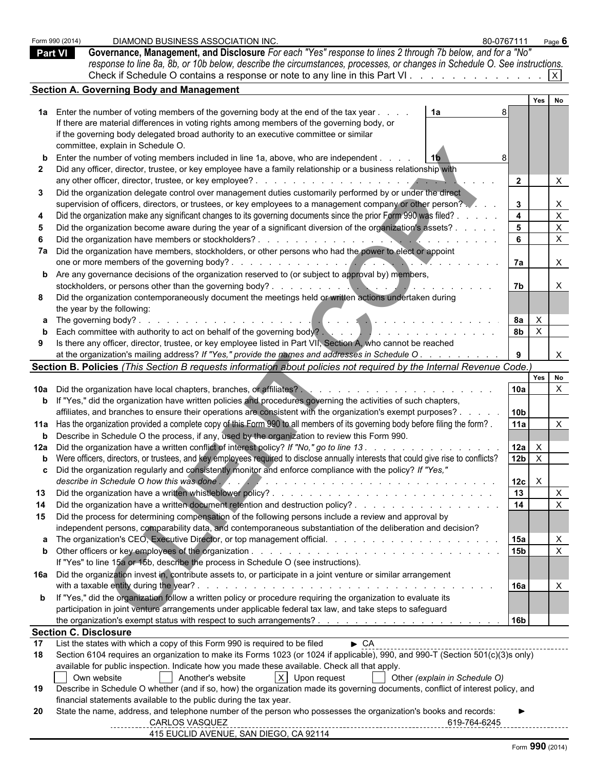Form 990 (2014) DIAMOND BUSINESS ASSOCIATION INC. 80-0767111 Page **6**

## Part VI Governance, Management, and Disclosure

*For each "Yes" response to lines 2 through 7b below, and for a "No" response to line 8a, 8b, or 10b below, describe the circumstances, processes, or changes in Schedule O. See instructions.*

Check if Schedule O contains a response or note to any line in this Part VI . . . . . . . . . . . . . [X]

### Section A. Governing Body and Management

| | | | Yes | No |
|---|---|---|---|---|
| **1a** | Enter the number of voting members of the governing body at the end of the tax year . . . . **1a** 8 | | | |
| | If there are material differences in voting rights among members of the governing body, or if the governing body delegated broad authority to an executive committee or similar committee, explain in Schedule O. | | | |
| **b** | Enter the number of voting members included in line 1a, above, who are independent . . . . **1b** 8 | | | |
| **2** | Did any officer, director, trustee, or key employee have a family relationship or a business relationship with any other officer, director, trustee, or key employee? . . . . . | **2** | | X |
| **3** | Did the organization delegate control over management duties customarily performed by or under the direct supervision of officers, directors, or trustees, or key employees to a management company or other person? . . . . | **3** | | X |
| **4** | Did the organization make any significant changes to its governing documents since the prior Form 990 was filed? . . . . . | **4** | | X |
| **5** | Did the organization become aware during the year of a significant diversion of the organization's assets? . . . . . | **5** | | X |
| **6** | Did the organization have members or stockholders? . . . . . | **6** | | X |
| **7a** | Did the organization have members, stockholders, or other persons who had the power to elect or appoint one or more members of the governing body? . . . . . | **7a** | | X |
| **b** | Are any governance decisions of the organization reserved to (or subject to approval by) members, stockholders, or persons other than the governing body? . . . . . | **7b** | | X |
| **8** | Did the organization contemporaneously document the meetings held or written actions undertaken during the year by the following: | | | |
| **a** | The governing body? . . . . . | **8a** | X | |
| **b** | Each committee with authority to act on behalf of the governing body? . . . . . | **8b** | X | |
| **9** | Is there any officer, director, trustee, or key employee listed in Part VII, Section A, who cannot be reached at the organization's mailing address? *If "Yes," provide the names and addresses in Schedule O* . . . . . | **9** | | X |

### Section B. Policies *(This Section B requests information about policies not required by the Internal Revenue Code.)*

| | | | Yes | No |
|---|---|---|---|---|
| **10a** | Did the organization have local chapters, branches, or affiliates? . . . . . | **10a** | | X |
| **b** | If "Yes," did the organization have written policies and procedures governing the activities of such chapters, affiliates, and branches to ensure their operations are consistent with the organization's exempt purposes? . . . . . | **10b** | | |
| **11a** | Has the organization provided a complete copy of this Form 990 to all members of its governing body before filing the form? . | **11a** | | X |
| **b** | Describe in Schedule O the process, if any, used by the organization to review this Form 990. | | | |
| **12a** | Did the organization have a written conflict of interest policy? *If "No," go to line 13* . . . . . | **12a** | X | |
| **b** | Were officers, directors, or trustees, and key employees required to disclose annually interests that could give rise to conflicts? | **12b** | X | |
| **c** | Did the organization regularly and consistently monitor and enforce compliance with the policy? *If "Yes," describe in Schedule O how this was done* . . . . . | **12c** | X | |
| **13** | Did the organization have a written whistleblower policy? . . . . . | **13** | | X |
| **14** | Did the organization have a written document retention and destruction policy? . . . . . | **14** | | X |
| **15** | Did the process for determining compensation of the following persons include a review and approval by independent persons, comparability data, and contemporaneous substantiation of the deliberation and decision? | | | |
| **a** | The organization's CEO, Executive Director, or top management official. . . . . | **15a** | | X |
| **b** | Other officers or key employees of the organization . . . . . | **15b** | | X |
| | If "Yes" to line 15a or 15b, describe the process in Schedule O (see instructions). | | | |
| **16a** | Did the organization invest in, contribute assets to, or participate in a joint venture or similar arrangement with a taxable entity during the year? . . . . . | **16a** | | X |
| **b** | If "Yes," did the organization follow a written policy or procedure requiring the organization to evaluate its participation in joint venture arrangements under applicable federal tax law, and take steps to safeguard the organization's exempt status with respect to such arrangements? . . . . . | **16b** | | |

### Section C. Disclosure

**17** List the states with which a copy of this Form 990 is required to be filed ► CA

**18** Section 6104 requires an organization to make its Forms 1023 (or 1024 if applicable), 990, and 990-T (Section 501(c)(3)s only) available for public inspection. Indicate how you made these available. Check all that apply.

[ ] Own website [ ] Another's website [X] Upon request [ ] Other *(explain in Schedule O)*

**19** Describe in Schedule O whether (and if so, how) the organization made its governing documents, conflict of interest policy, and financial statements available to the public during the tax year.

**20** State the name, address, and telephone number of the person who possesses the organization's books and records: ►

CARLOS VASQUEZ 619-764-6245
415 EUCLID AVENUE, SAN DIEGO, CA 92114

Form **990** (2014)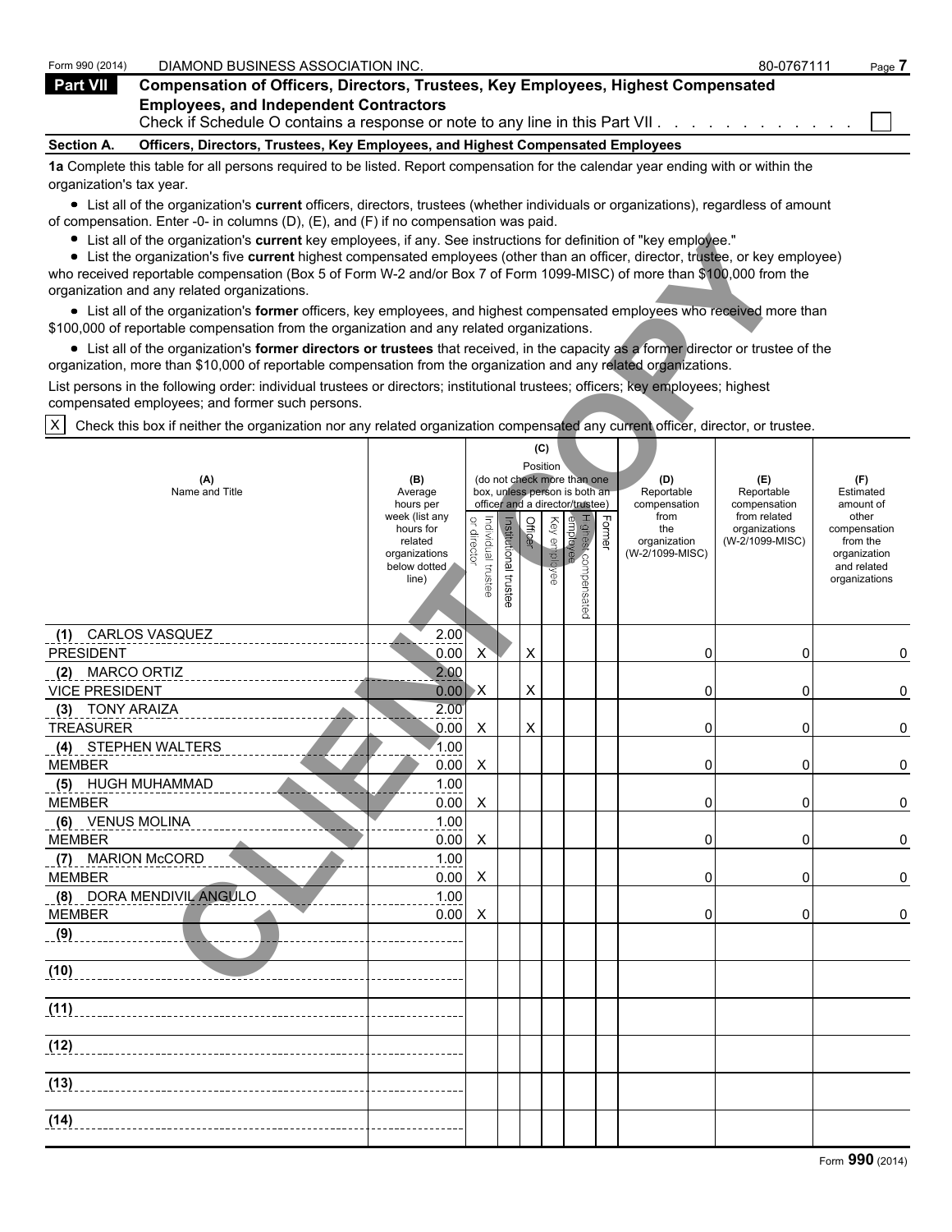Form 990 (2014) DIAMOND BUSINESS ASSOCIATION INC. 80-0767111 Page **7**

## Part VII Compensation of Officers, Directors, Trustees, Key Employees, Highest Compensated Employees, and Independent Contractors

Check if Schedule O contains a response or note to any line in this Part VII . . . . . . . . . . . . ☐

### Section A. Officers, Directors, Trustees, Key Employees, and Highest Compensated Employees

**1a** Complete this table for all persons required to be listed. Report compensation for the calendar year ending with or within the organization's tax year.

- List all of the organization's **current** officers, directors, trustees (whether individuals or organizations), regardless of amount of compensation. Enter -0- in columns (D), (E), and (F) if no compensation was paid.
- List all of the organization's **current** key employees, if any. See instructions for definition of "key employee."
- List the organization's five **current** highest compensated employees (other than an officer, director, trustee, or key employee) who received reportable compensation (Box 5 of Form W-2 and/or Box 7 of Form 1099-MISC) of more than $100,000 from the organization and any related organizations.
- List all of the organization's **former** officers, key employees, and highest compensated employees who received more than $100,000 of reportable compensation from the organization and any related organizations.
- List all of the organization's **former directors or trustees** that received, in the capacity as a former director or trustee of the organization, more than $10,000 of reportable compensation from the organization and any related organizations.

List persons in the following order: individual trustees or directors; institutional trustees; officers; key employees; highest compensated employees; and former such persons.

☒ Check this box if neither the organization nor any related organization compensated any current officer, director, or trustee.

| (A) Name and Title | (B) Average hours per week (list any hours for related organizations below dotted line) | (C) Position (do not check more than one box, unless person is both an officer and a director/trustee) | | | | | | (D) Reportable compensation from the organization (W-2/1099-MISC) | (E) Reportable compensation from related organizations (W-2/1099-MISC) | (F) Estimated amount of other compensation from the organization and related organizations |
|---|---|---|---|---|---|---|---|---|---|---|
| | | Individual trustee or director | Institutional trustee | Officer | Key employee | Highest compensated employee | Former | | | |
| (1) CARLOS VASQUEZ | 2.00 | | | | | | | | | |
| PRESIDENT | 0.00 | X | | X | | | | 0 | 0 | 0 |
| (2) MARCO ORTIZ | 2.00 | | | | | | | | | |
| VICE PRESIDENT | 0.00 | X | | X | | | | 0 | 0 | 0 |
| (3) TONY ARAIZA | 2.00 | | | | | | | | | |
| TREASURER | 0.00 | X | | X | | | | 0 | 0 | 0 |
| (4) STEPHEN WALTERS | 1.00 | | | | | | | | | |
| MEMBER | 0.00 | X | | | | | | 0 | 0 | 0 |
| (5) HUGH MUHAMMAD | 1.00 | | | | | | | | | |
| MEMBER | 0.00 | X | | | | | | 0 | 0 | 0 |
| (6) VENUS MOLINA | 1.00 | | | | | | | | | |
| MEMBER | 0.00 | X | | | | | | 0 | 0 | 0 |
| (7) MARION McCORD | 1.00 | | | | | | | | | |
| MEMBER | 0.00 | X | | | | | | 0 | 0 | 0 |
| (8) DORA MENDIVIL ANGULO | 1.00 | | | | | | | | | |
| MEMBER | 0.00 | X | | | | | | 0 | 0 | 0 |
| (9) | | | | | | | | | | |
| (10) | | | | | | | | | | |
| (11) | | | | | | | | | | |
| (12) | | | | | | | | | | |
| (13) | | | | | | | | | | |
| (14) | | | | | | | | | | |

Form **990** (2014)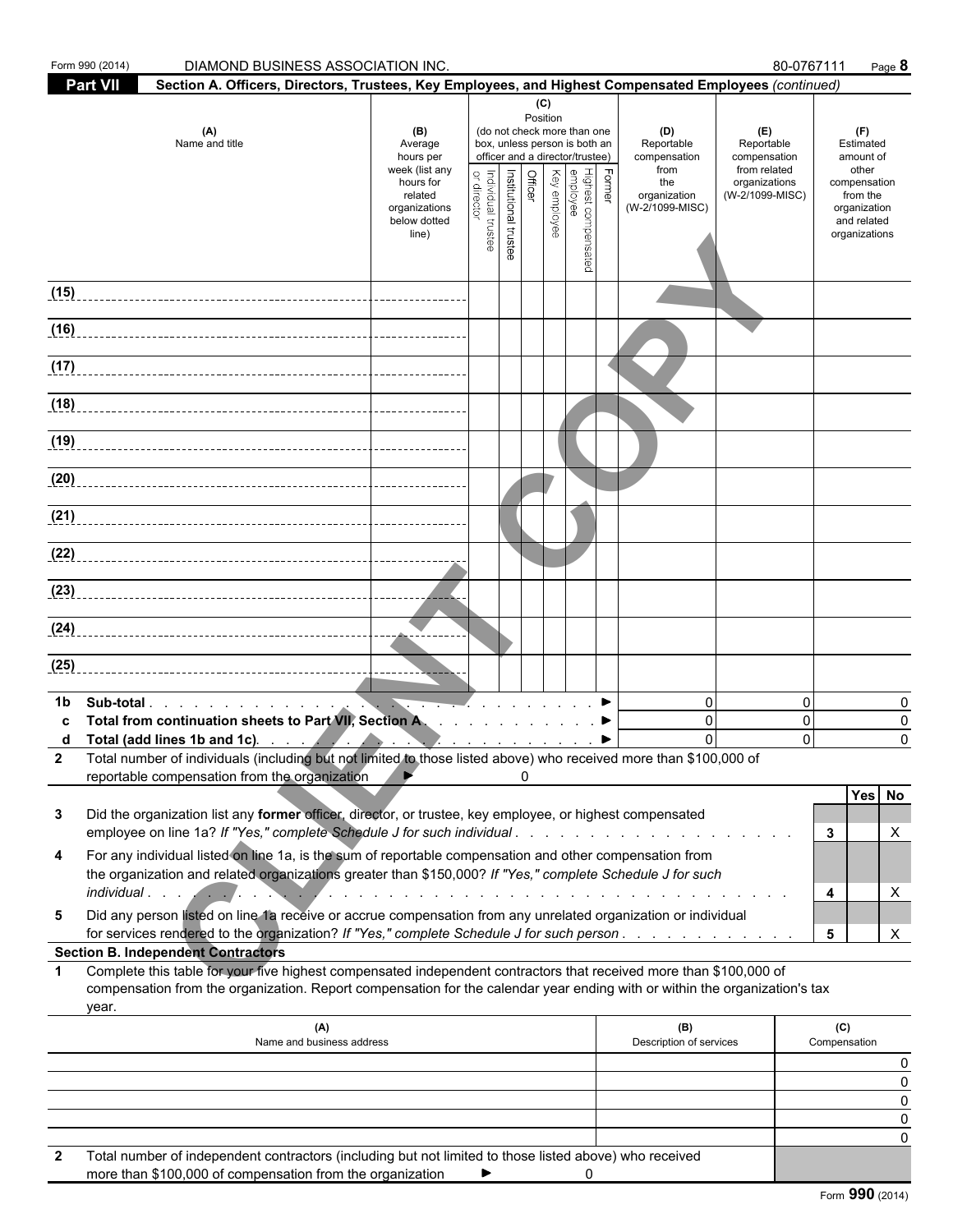Form 990 (2014) DIAMOND BUSINESS ASSOCIATION INC. 80-0767111

## Part VII Section A. Officers, Directors, Trustees, Key Employees, and Highest Compensated Employees *(continued)*

| (A) Name and title | (B) Average hours per week (list any hours for related organizations below dotted line) | (C) Position (do not check more than one box, unless person is both an officer and a director/trustee) Individual trustee or director | Institutional trustee | Officer | Key employee | Highest compensated employee | Former | (D) Reportable compensation from the organization (W-2/1099-MISC) | (E) Reportable compensation from related organizations (W-2/1099-MISC) | (F) Estimated amount of other compensation from the organization and related organizations |
|---|---|---|---|---|---|---|---|---|---|---|
| (15) | | | | | | | | | | |
| (16) | | | | | | | | | | |
| (17) | | | | | | | | | | |
| (18) | | | | | | | | | | |
| (19) | | | | | | | | | | |
| (20) | | | | | | | | | | |
| (21) | | | | | | | | | | |
| (22) | | | | | | | | | | |
| (23) | | | | | | | | | | |
| (24) | | | | | | | | | | |
| (25) | | | | | | | | | | |
| **1b Sub-total** ▶ | | | | | | | | 0 | 0 | 0 |
| **c Total from continuation sheets to Part VII, Section A** ▶ | | | | | | | | 0 | 0 | 0 |
| **d Total (add lines 1b and 1c)** ▶ | | | | | | | | 0 | 0 | 0 |

**2** Total number of individuals (including but not limited to those listed above) who received more than $100,000 of reportable compensation from the organization ▶ 0

| | | | Yes | No |
|---|---|---|---|---|
| **3** | Did the organization list any **former** officer, director, or trustee, key employee, or highest compensated employee on line 1a? *If "Yes," complete Schedule J for such individual* | 3 | | X |
| **4** | For any individual listed on line 1a, is the sum of reportable compensation and other compensation from the organization and related organizations greater than $150,000? *If "Yes," complete Schedule J for such individual* | 4 | | X |
| **5** | Did any person listed on line 1a receive or accrue compensation from any unrelated organization or individual for services rendered to the organization? *If "Yes," complete Schedule J for such person* | 5 | | X |

**Section B. Independent Contractors**

**1** Complete this table for your five highest compensated independent contractors that received more than $100,000 of compensation from the organization. Report compensation for the calendar year ending with or within the organization's tax year.

| (A) Name and business address | (B) Description of services | (C) Compensation |
|---|---|---|
| | | 0 |
| | | 0 |
| | | 0 |
| | | 0 |
| | | 0 |

**2** Total number of independent contractors (including but not limited to those listed above) who received more than $100,000 of compensation from the organization ▶ 0

Form **990** (2014)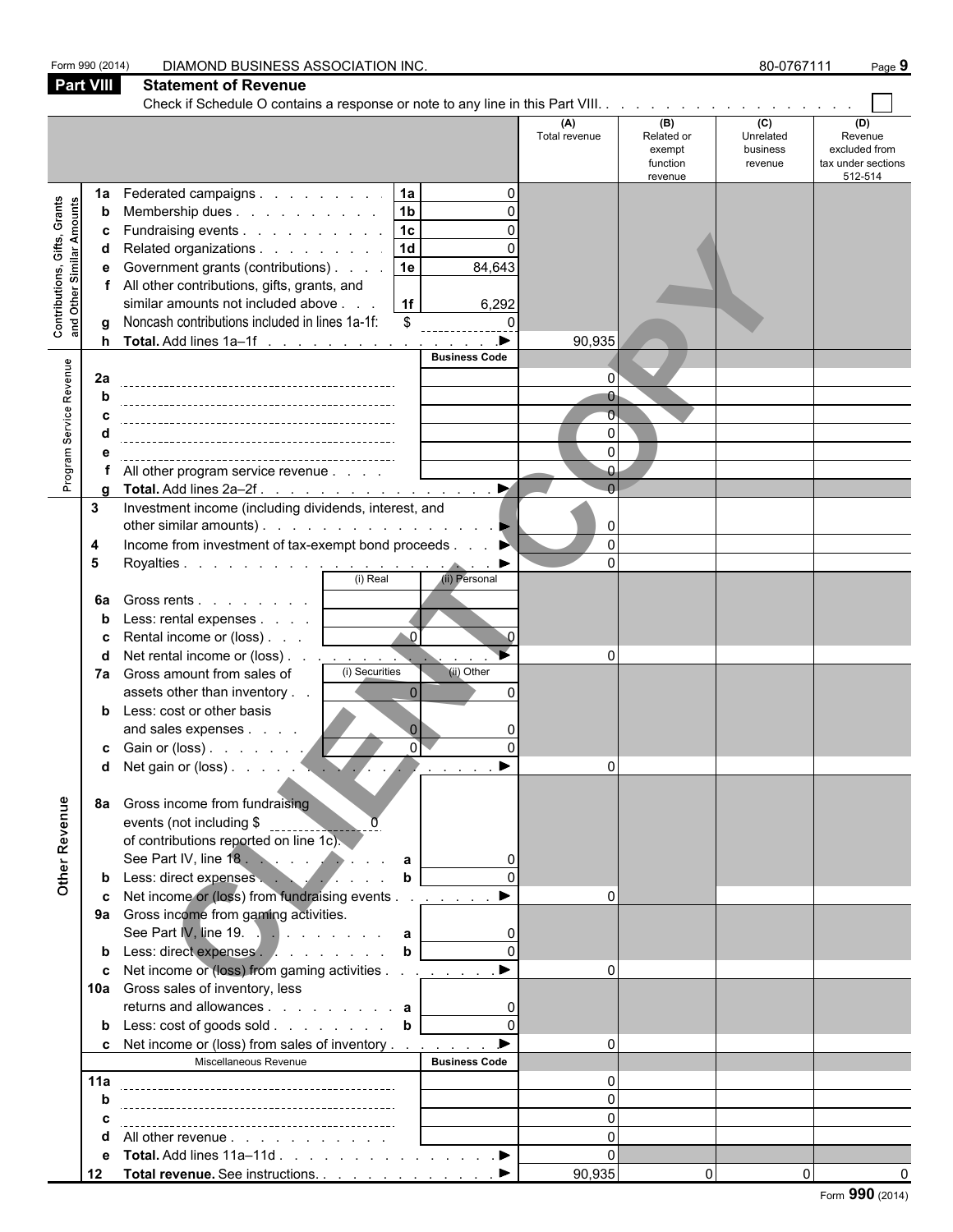Form 990 (2014) DIAMOND BUSINESS ASSOCIATION INC. 80-0767111

## Part VIII Statement of Revenue

Check if Schedule O contains a response or note to any line in this Part VIII. . . . . . . . . . . . . . . . . . . . ☐

| | | | | (A) Total revenue | (B) Related or exempt function revenue | (C) Unrelated business revenue | (D) Revenue excluded from tax under sections 512-514 |
|---|---|---|---|---|---|---|---|
| **Contributions, Gifts, Grants and Other Similar Amounts** | 1a Federated campaigns | 1a | 0 | | | | |
| | b Membership dues | 1b | 0 | | | | |
| | c Fundraising events | 1c | 0 | | | | |
| | d Related organizations | 1d | 0 | | | | |
| | e Government grants (contributions) | 1e | 84,643 | | | | |
| | f All other contributions, gifts, grants, and similar amounts not included above | 1f | 6,292 | | | | |
| | g Noncash contributions included in lines 1a-1f: $ 0 | | | | | | |
| | h **Total.** Add lines 1a–1f ▶ | | | 90,935 | | | |
| **Program Service Revenue** | | | **Business Code** | | | | |
| | 2a | | | 0 | | | |
| | b | | | 0 | | | |
| | c | | | 0 | | | |
| | d | | | 0 | | | |
| | e | | | 0 | | | |
| | f All other program service revenue | | | 0 | | | |
| | g **Total.** Add lines 2a–2f ▶ | | | 0 | | | |
| | 3 Investment income (including dividends, interest, and other similar amounts) ▶ | | | 0 | | | |
| | 4 Income from investment of tax-exempt bond proceeds ▶ | | | 0 | | | |
| | 5 Royalties ▶ | | | 0 | | | |
| | | (i) Real | (ii) Personal | | | | |
| | 6a Gross rents | | | | | | |
| | b Less: rental expenses | | | | | | |
| | c Rental income or (loss) | 0 | 0 | | | | |
| | d Net rental income or (loss) ▶ | | | 0 | | | |
| | 7a Gross amount from sales of assets other than inventory | (i) Securities 0 | (ii) Other 0 | | | | |
| | b Less: cost or other basis and sales expenses | 0 | 0 | | | | |
| | c Gain or (loss) | 0 | 0 | | | | |
| | d Net gain or (loss) ▶ | | | 0 | | | |
| **Other Revenue** | 8a Gross income from fundraising events (not including $ 0 of contributions reported on line 1c). See Part IV, line 18 | a | 0 | | | | |
| | b Less: direct expenses | b | 0 | | | | |
| | c Net income or (loss) from fundraising events ▶ | | | 0 | | | |
| | 9a Gross income from gaming activities. See Part IV, line 19 | a | 0 | | | | |
| | b Less: direct expenses | b | 0 | | | | |
| | c Net income or (loss) from gaming activities ▶ | | | 0 | | | |
| | 10a Gross sales of inventory, less returns and allowances | a | 0 | | | | |
| | b Less: cost of goods sold | b | 0 | | | | |
| | c Net income or (loss) from sales of inventory ▶ | | | 0 | | | |
| | Miscellaneous Revenue | | **Business Code** | | | | |
| | 11a | | | 0 | | | |
| | b | | | 0 | | | |
| | c | | | 0 | | | |
| | d All other revenue | | | 0 | | | |
| | e **Total.** Add lines 11a–11d ▶ | | | 0 | | | |
| | 12 **Total revenue.** See instructions. ▶ | | | 90,935 | 0 | 0 | 0 |

Form **990** (2014)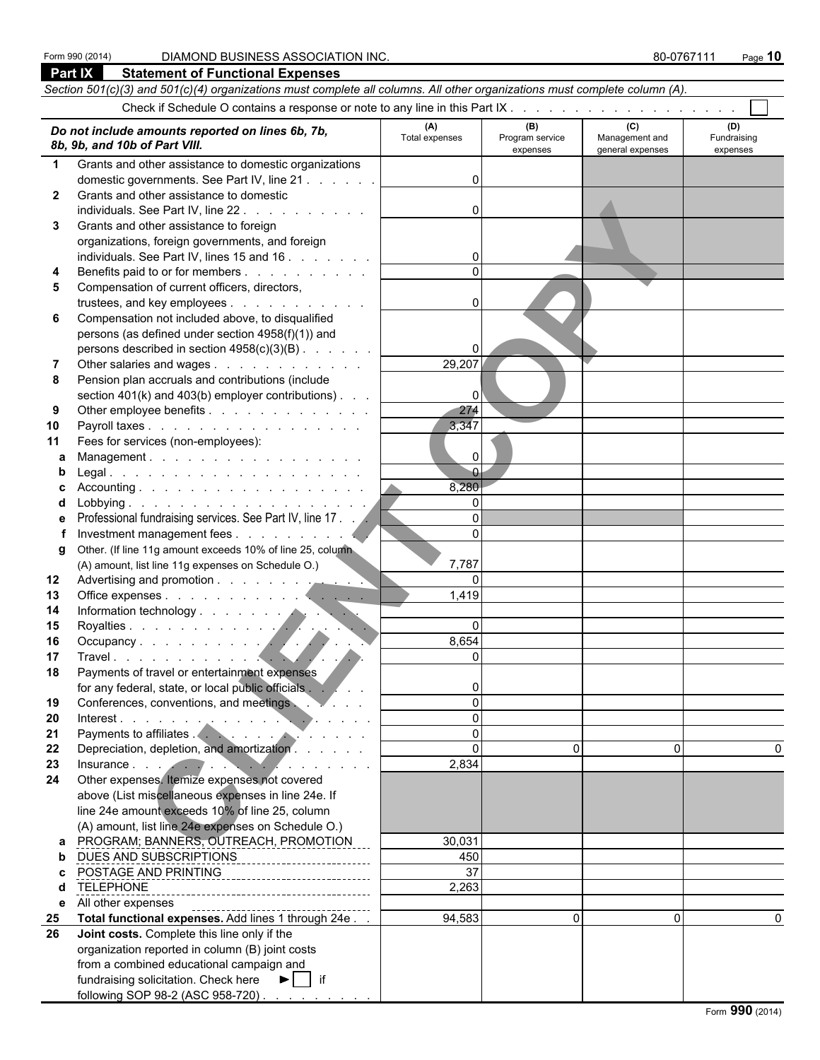Form 990 (2014) DIAMOND BUSINESS ASSOCIATION INC. 80-0767111 Page **10**

## Part IX Statement of Functional Expenses

*Section 501(c)(3) and 501(c)(4) organizations must complete all columns. All other organizations must complete column (A).*

Check if Schedule O contains a response or note to any line in this Part IX . . . . . . . . . . . . . . . . . . . ☐

| *Do not include amounts reported on lines 6b, 7b, 8b, 9b, and 10b of Part VIII.* | (A) Total expenses | (B) Program service expenses | (C) Management and general expenses | (D) Fundraising expenses |
|---|---|---|---|---|
| **1** Grants and other assistance to domestic organizations domestic governments. See Part IV, line 21 | 0 | | | |
| **2** Grants and other assistance to domestic individuals. See Part IV, line 22 | 0 | | | |
| **3** Grants and other assistance to foreign organizations, foreign governments, and foreign individuals. See Part IV, lines 15 and 16 | 0 | | | |
| **4** Benefits paid to or for members | 0 | | | |
| **5** Compensation of current officers, directors, trustees, and key employees | 0 | | | |
| **6** Compensation not included above, to disqualified persons (as defined under section 4958(f)(1)) and persons described in section 4958(c)(3)(B) | 0 | | | |
| **7** Other salaries and wages | 29,207 | | | |
| **8** Pension plan accruals and contributions (include section 401(k) and 403(b) employer contributions) | 0 | | | |
| **9** Other employee benefits | 274 | | | |
| **10** Payroll taxes | 3,347 | | | |
| **11** Fees for services (non-employees): | | | | |
| **a** Management | 0 | | | |
| **b** Legal | 0 | | | |
| **c** Accounting | 8,280 | | | |
| **d** Lobbying | 0 | | | |
| **e** Professional fundraising services. See Part IV, line 17 | 0 | | | |
| **f** Investment management fees | 0 | | | |
| **g** Other. (If line 11g amount exceeds 10% of line 25, column (A) amount, list line 11g expenses on Schedule O.) | 7,787 | | | |
| **12** Advertising and promotion | 0 | | | |
| **13** Office expenses | 1,419 | | | |
| **14** Information technology | | | | |
| **15** Royalties | 0 | | | |
| **16** Occupancy | 8,654 | | | |
| **17** Travel | 0 | | | |
| **18** Payments of travel or entertainment expenses for any federal, state, or local public officials | 0 | | | |
| **19** Conferences, conventions, and meetings | 0 | | | |
| **20** Interest | 0 | | | |
| **21** Payments to affiliates | 0 | | | |
| **22** Depreciation, depletion, and amortization | 0 | 0 | 0 | 0 |
| **23** Insurance | 2,834 | | | |
| **24** Other expenses. Itemize expenses not covered above (List miscellaneous expenses in line 24e. If line 24e amount exceeds 10% of line 25, column (A) amount, list line 24e expenses on Schedule O.) | | | | |
| **a** PROGRAM; BANNERS, OUTREACH, PROMOTION | 30,031 | | | |
| **b** DUES AND SUBSCRIPTIONS | 450 | | | |
| **c** POSTAGE AND PRINTING | 37 | | | |
| **d** TELEPHONE | 2,263 | | | |
| **e** All other expenses | | | | |
| **25 Total functional expenses.** Add lines 1 through 24e | 94,583 | 0 | 0 | 0 |
| **26 Joint costs.** Complete this line only if the organization reported in column (B) joint costs from a combined educational campaign and fundraising solicitation. Check here ► ☐ if following SOP 98-2 (ASC 958-720) | | | | |

Form **990** (2014)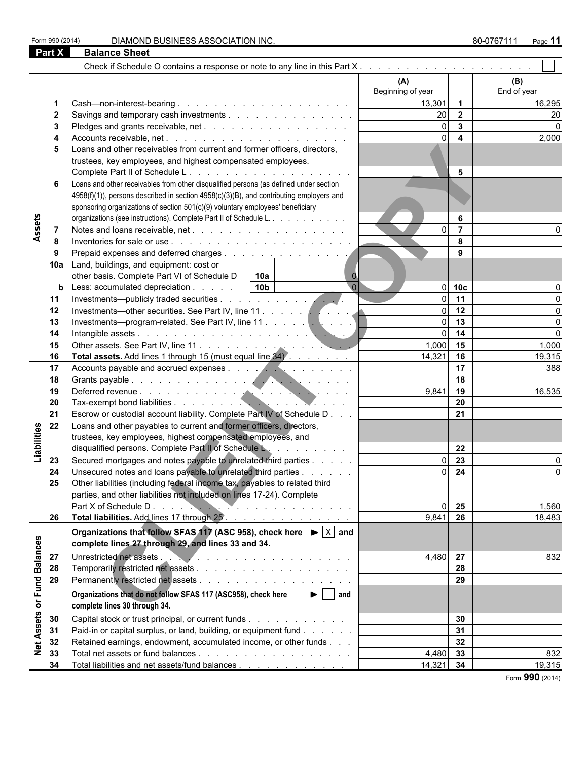Form 990 (2014) DIAMOND BUSINESS ASSOCIATION INC. 80-0767111

## Part X Balance Sheet

Check if Schedule O contains a response or note to any line in this Part X . . . . . . ☐

| | | | (A) Beginning of year | | (B) End of year |
|---|---|---|---|---|---|
| Assets | 1 | Cash—non-interest-bearing | 13,301 | 1 | 16,295 |
| | 2 | Savings and temporary cash investments | 20 | 2 | 20 |
| | 3 | Pledges and grants receivable, net | 0 | 3 | 0 |
| | 4 | Accounts receivable, net | 0 | 4 | 2,000 |
| | 5 | Loans and other receivables from current and former officers, directors, trustees, key employees, and highest compensated employees. Complete Part II of Schedule L | | 5 | |
| | 6 | Loans and other receivables from other disqualified persons (as defined under section 4958(f)(1)), persons described in section 4958(c)(3)(B), and contributing employers and sponsoring organizations of section 501(c)(9) voluntary employees' beneficiary organizations (see instructions). Complete Part II of Schedule L | | 6 | |
| | 7 | Notes and loans receivable, net | 0 | 7 | 0 |
| | 8 | Inventories for sale or use | | 8 | |
| | 9 | Prepaid expenses and deferred charges | | 9 | |
| | 10a | Land, buildings, and equipment: cost or other basis. Complete Part VI of Schedule D — 10a: 0 | | | |
| | b | Less: accumulated depreciation — 10b: 0 | 0 | 10c | 0 |
| | 11 | Investments—publicly traded securities | 0 | 11 | 0 |
| | 12 | Investments—other securities. See Part IV, line 11 | 0 | 12 | 0 |
| | 13 | Investments—program-related. See Part IV, line 11 | 0 | 13 | 0 |
| | 14 | Intangible assets | 0 | 14 | 0 |
| | 15 | Other assets. See Part IV, line 11 | 1,000 | 15 | 1,000 |
| | 16 | **Total assets.** Add lines 1 through 15 (must equal line 34) | 14,321 | 16 | 19,315 |
| Liabilities | 17 | Accounts payable and accrued expenses | | 17 | 388 |
| | 18 | Grants payable | | 18 | |
| | 19 | Deferred revenue | 9,841 | 19 | 16,535 |
| | 20 | Tax-exempt bond liabilities | | 20 | |
| | 21 | Escrow or custodial account liability. Complete Part IV of Schedule D | | 21 | |
| | 22 | Loans and other payables to current and former officers, directors, trustees, key employees, highest compensated employees, and disqualified persons. Complete Part II of Schedule L | | 22 | |
| | 23 | Secured mortgages and notes payable to unrelated third parties | 0 | 23 | 0 |
| | 24 | Unsecured notes and loans payable to unrelated third parties | 0 | 24 | 0 |
| | 25 | Other liabilities (including federal income tax, payables to related third parties, and other liabilities not included on lines 17-24). Complete Part X of Schedule D | 0 | 25 | 1,560 |
| | 26 | **Total liabilities.** Add lines 17 through 25 | 9,841 | 26 | 18,483 |
| Net Assets or Fund Balances | | **Organizations that follow SFAS 117 (ASC 958), check here ► ☒ and complete lines 27 through 29, and lines 33 and 34.** | | | |
| | 27 | Unrestricted net assets | 4,480 | 27 | 832 |
| | 28 | Temporarily restricted net assets | | 28 | |
| | 29 | Permanently restricted net assets | | 29 | |
| | | **Organizations that do not follow SFAS 117 (ASC958), check here ► ☐ and complete lines 30 through 34.** | | | |
| | 30 | Capital stock or trust principal, or current funds | | 30 | |
| | 31 | Paid-in or capital surplus, or land, building, or equipment fund | | 31 | |
| | 32 | Retained earnings, endowment, accumulated income, or other funds | | 32 | |
| | 33 | Total net assets or fund balances | 4,480 | 33 | 832 |
| | 34 | Total liabilities and net assets/fund balances | 14,321 | 34 | 19,315 |

Form **990** (2014)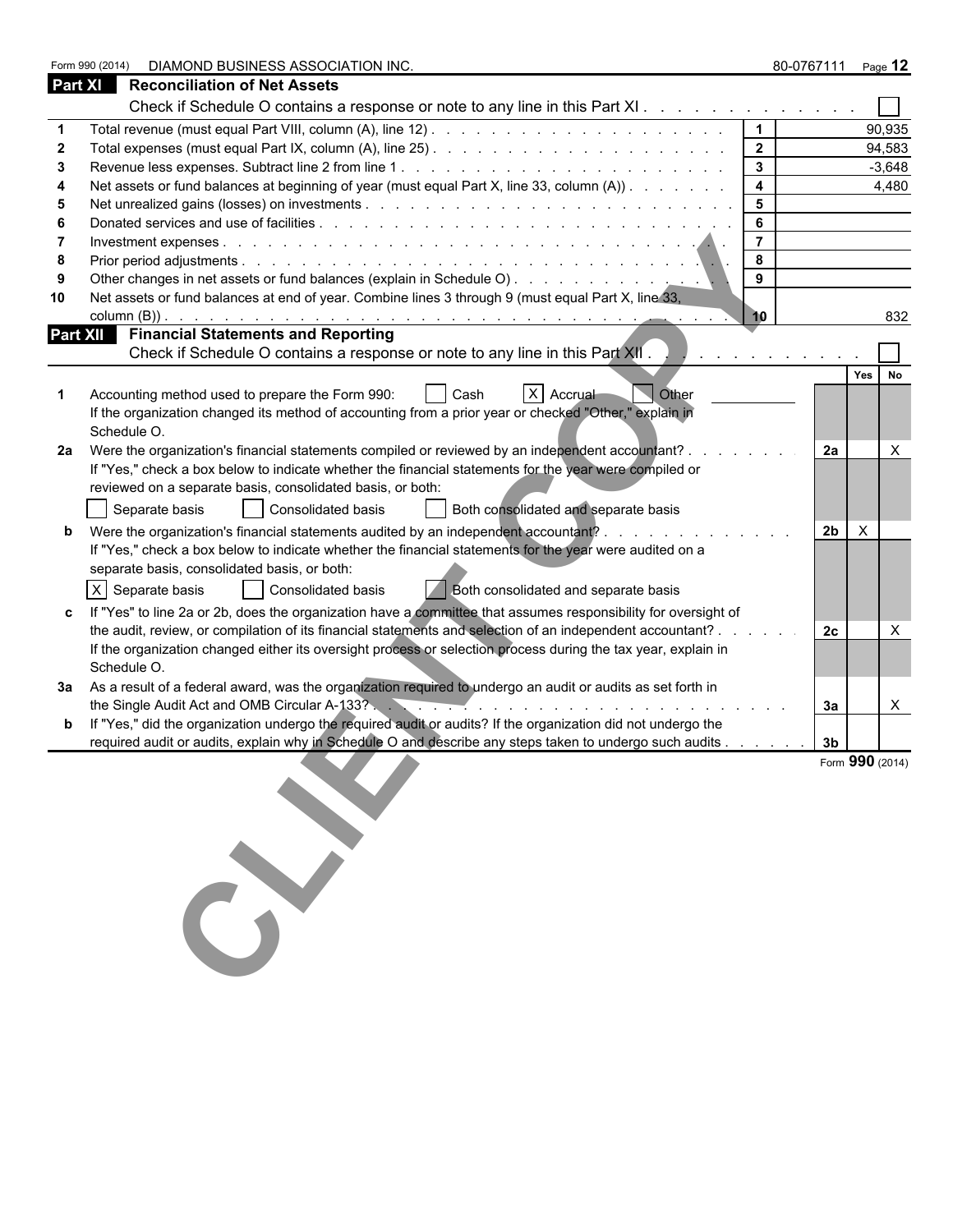Form 990 (2014) DIAMOND BUSINESS ASSOCIATION INC. 80-0767111 Page **12**

## Part XI Reconciliation of Net Assets

Check if Schedule O contains a response or note to any line in this Part XI . . . . . . . . . . . . . . ☐

| | | | |
|---|---|---|---|
| 1 | Total revenue (must equal Part VIII, column (A), line 12) | 1 | 90,935 |
| 2 | Total expenses (must equal Part IX, column (A), line 25) | 2 | 94,583 |
| 3 | Revenue less expenses. Subtract line 2 from line 1 | 3 | -3,648 |
| 4 | Net assets or fund balances at beginning of year (must equal Part X, line 33, column (A)) | 4 | 4,480 |
| 5 | Net unrealized gains (losses) on investments | 5 | |
| 6 | Donated services and use of facilities | 6 | |
| 7 | Investment expenses | 7 | |
| 8 | Prior period adjustments | 8 | |
| 9 | Other changes in net assets or fund balances (explain in Schedule O) | 9 | |
| 10 | Net assets or fund balances at end of year. Combine lines 3 through 9 (must equal Part X, line 33, column (B)) | 10 | 832 |

## Part XII Financial Statements and Reporting

Check if Schedule O contains a response or note to any line in this Part XII . . . . . . . . . . . . ☐

| | | | Yes | No |
|---|---|---|---|---|
| 1 | Accounting method used to prepare the Form 990: ☐ Cash ☒ Accrual ☐ Other<br>If the organization changed its method of accounting from a prior year or checked "Other," explain in Schedule O. | | | |
| 2a | Were the organization's financial statements compiled or reviewed by an independent accountant?<br>If "Yes," check a box below to indicate whether the financial statements for the year were compiled or reviewed on a separate basis, consolidated basis, or both:<br>☐ Separate basis ☐ Consolidated basis ☐ Both consolidated and separate basis | 2a | | X |
| b | Were the organization's financial statements audited by an independent accountant?<br>If "Yes," check a box below to indicate whether the financial statements for the year were audited on a separate basis, consolidated basis, or both:<br>☒ Separate basis ☐ Consolidated basis ☐ Both consolidated and separate basis | 2b | X | |
| c | If "Yes" to line 2a or 2b, does the organization have a committee that assumes responsibility for oversight of the audit, review, or compilation of its financial statements and selection of an independent accountant?<br>If the organization changed either its oversight process or selection process during the tax year, explain in Schedule O. | 2c | | X |
| 3a | As a result of a federal award, was the organization required to undergo an audit or audits as set forth in the Single Audit Act and OMB Circular A-133? | 3a | | X |
| b | If "Yes," did the organization undergo the required audit or audits? If the organization did not undergo the required audit or audits, explain why in Schedule O and describe any steps taken to undergo such audits | 3b | | |

Form **990** (2014)

CLIENT COPY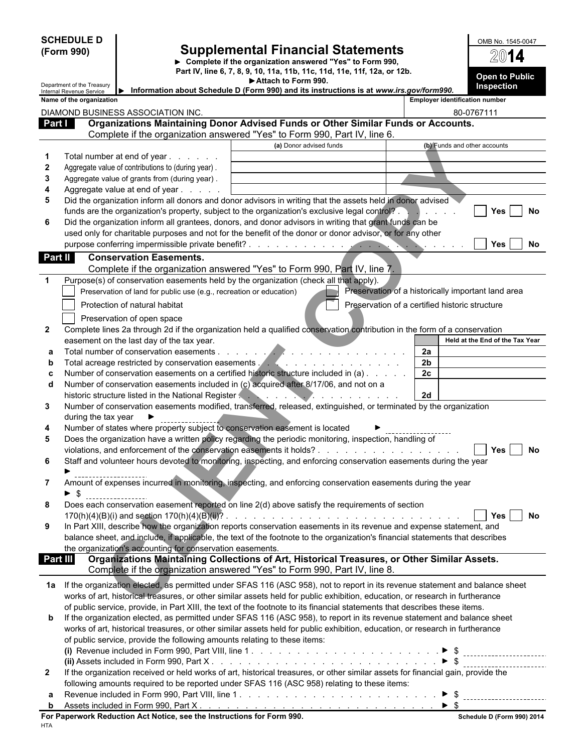**SCHEDULE D (Form 990)**

Department of the Treasury
Internal Revenue Service

# Supplemental Financial Statements

► Complete if the organization answered "Yes" to Form 990, Part IV, line 6, 7, 8, 9, 10, 11a, 11b, 11c, 11d, 11e, 11f, 12a, or 12b.
► Attach to Form 990.
► Information about Schedule D (Form 990) and its instructions is at *www.irs.gov/form990.*

OMB No. 1545-0047
2014
**Open to Public Inspection**

| Name of the organization | Employer identification number |
|---|---|
| DIAMOND BUSINESS ASSOCIATION INC. | 80-0767111 |

## Part I Organizations Maintaining Donor Advised Funds or Other Similar Funds or Accounts.

Complete if the organization answered "Yes" to Form 990, Part IV, line 6.

| | | (a) Donor advised funds | (b) Funds and other accounts |
|---|---|---|---|
| 1 | Total number at end of year | | |
| 2 | Aggregate value of contributions to (during year) | | |
| 3 | Aggregate value of grants from (during year) | | |
| 4 | Aggregate value at end of year | | |

5 Did the organization inform all donors and donor advisors in writing that the assets held in donor advised funds are the organization's property, subject to the organization's exclusive legal control? ☐ Yes ☐ No

6 Did the organization inform all grantees, donors, and donor advisors in writing that grant funds can be used only for charitable purposes and not for the benefit of the donor or donor advisor, or for any other purpose conferring impermissible private benefit? ☐ Yes ☐ No

## Part II Conservation Easements.

Complete if the organization answered "Yes" to Form 990, Part IV, line 7.

1 Purpose(s) of conservation easements held by the organization (check all that apply).

- ☐ Preservation of land for public use (e.g., recreation or education)
- ☐ Preservation of a historically important land area
- ☐ Protection of natural habitat
- ☐ Preservation of a certified historic structure
- ☐ Preservation of open space

2 Complete lines 2a through 2d if the organization held a qualified conservation contribution in the form of a conservation easement on the last day of the tax year.

| | | | Held at the End of the Tax Year |
|---|---|---|---|
| a | Total number of conservation easements | 2a | |
| b | Total acreage restricted by conservation easements | 2b | |
| c | Number of conservation easements on a certified historic structure included in (a) | 2c | |
| d | Number of conservation easements included in (c) acquired after 8/17/06, and not on a historic structure listed in the National Register | 2d | |

3 Number of conservation easements modified, transferred, released, extinguished, or terminated by the organization during the tax year ►

4 Number of states where property subject to conservation easement is located ►

5 Does the organization have a written policy regarding the periodic monitoring, inspection, handling of violations, and enforcement of the conservation easements it holds? ☐ Yes ☐ No

6 Staff and volunteer hours devoted to monitoring, inspecting, and enforcing conservation easements during the year ►

7 Amount of expenses incurred in monitoring, inspecting, and enforcing conservation easements during the year ► $

8 Does each conservation easement reported on line 2(d) above satisfy the requirements of section 170(h)(4)(B)(i) and section 170(h)(4)(B)(ii)? ☐ Yes ☐ No

9 In Part XIII, describe how the organization reports conservation easements in its revenue and expense statement, and balance sheet, and include, if applicable, the text of the footnote to the organization's financial statements that describes the organization's accounting for conservation easements.

## Part III Organizations Maintaining Collections of Art, Historical Treasures, or Other Similar Assets.

Complete if the organization answered "Yes" to Form 990, Part IV, line 8.

1a If the organization elected, as permitted under SFAS 116 (ASC 958), not to report in its revenue statement and balance sheet works of art, historical treasures, or other similar assets held for public exhibition, education, or research in furtherance of public service, provide, in Part XIII, the text of the footnote to its financial statements that describes these items.

b If the organization elected, as permitted under SFAS 116 (ASC 958), to report in its revenue statement and balance sheet works of art, historical treasures, or other similar assets held for public exhibition, education, or research in furtherance of public service, provide the following amounts relating to these items:

**(i)** Revenue included in Form 990, Part VIII, line 1 ► $

**(ii)** Assets included in Form 990, Part X ► $

2 If the organization received or held works of art, historical treasures, or other similar assets for financial gain, provide the following amounts required to be reported under SFAS 116 (ASC 958) relating to these items:

a Revenue included in Form 990, Part VIII, line 1 ► $

b Assets included in Form 990, Part X ► $

**For Paperwork Reduction Act Notice, see the Instructions for Form 990.** Schedule D (Form 990) 2014

HTA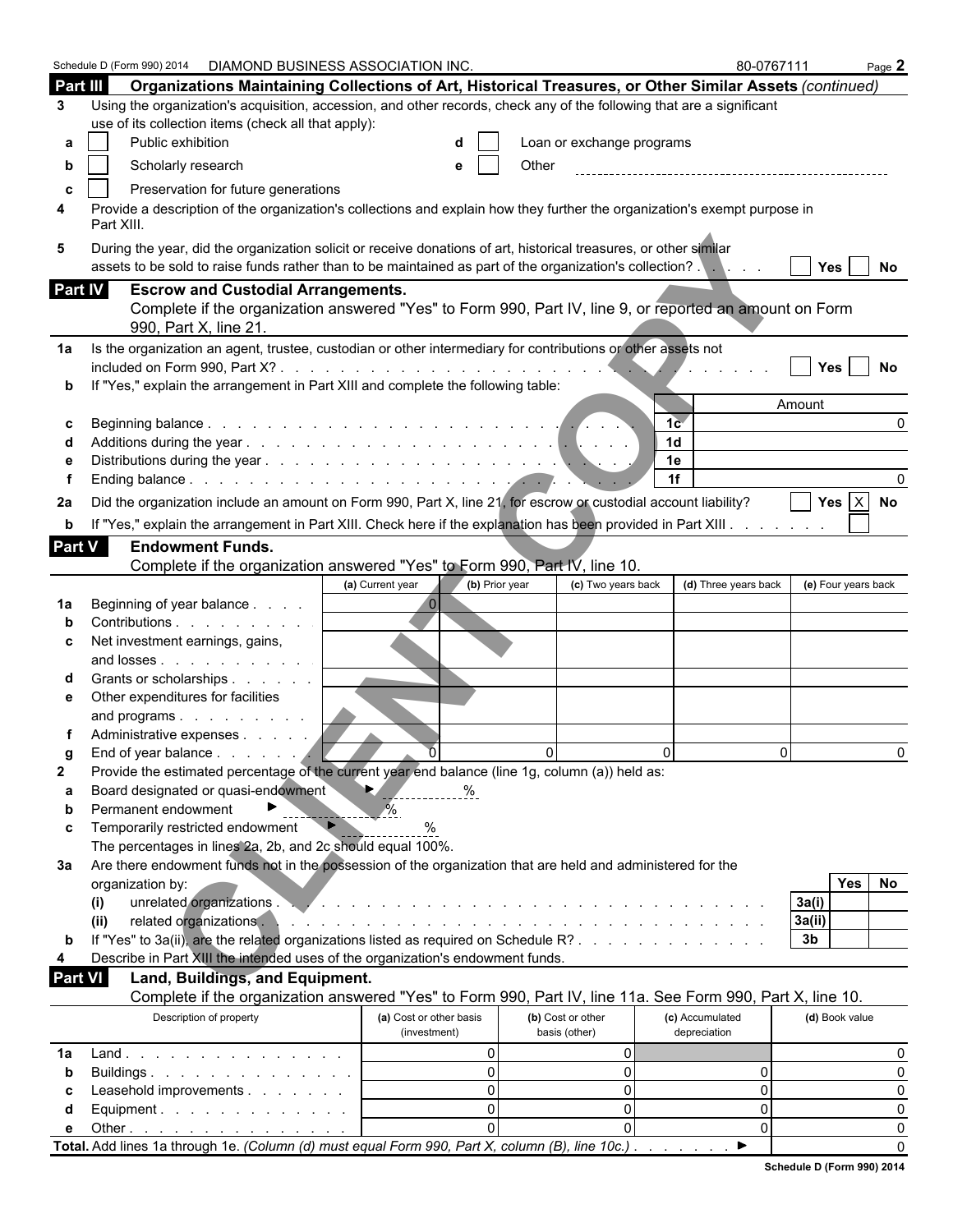Schedule D (Form 990) 2014 DIAMOND BUSINESS ASSOCIATION INC. 80-0767111

**Part III Organizations Maintaining Collections of Art, Historical Treasures, or Other Similar Assets** *(continued)*

**3** Using the organization's acquisition, accession, and other records, check any of the following that are a significant use of its collection items (check all that apply):

- **a** [ ] Public exhibition
- **b** [ ] Scholarly research
- **c** [ ] Preservation for future generations
- **d** [ ] Loan or exchange programs
- **e** [ ] Other

**4** Provide a description of the organization's collections and explain how they further the organization's exempt purpose in Part XIII.

**5** During the year, did the organization solicit or receive donations of art, historical treasures, or other similar assets to be sold to raise funds rather than to be maintained as part of the organization's collection? . . . [ ] Yes [ ] No

**Part IV Escrow and Custodial Arrangements.**

Complete if the organization answered "Yes" to Form 990, Part IV, line 9, or reported an amount on Form 990, Part X, line 21.

**1a** Is the organization an agent, trustee, custodian or other intermediary for contributions or other assets not included on Form 990, Part X? . . . [ ] Yes [ ] No

**b** If "Yes," explain the arrangement in Part XIII and complete the following table:

| | | | Amount |
|---|---|---|---|
| **c** | Beginning balance | 1c | 0 |
| **d** | Additions during the year | 1d | |
| **e** | Distributions during the year | 1e | |
| **f** | Ending balance | 1f | 0 |

**2a** Did the organization include an amount on Form 990, Part X, line 21, for escrow or custodial account liability? [ ] Yes [X] No

**b** If "Yes," explain the arrangement in Part XIII. Check here if the explanation has been provided in Part XIII . . . [ ]

**Part V Endowment Funds.**

Complete if the organization answered "Yes" to Form 990, Part IV, line 10.

| | | (a) Current year | (b) Prior year | (c) Two years back | (d) Three years back | (e) Four years back |
|---|---|---|---|---|---|---|
| **1a** | Beginning of year balance | 0 | | | | |
| **b** | Contributions | | | | | |
| **c** | Net investment earnings, gains, and losses | | | | | |
| **d** | Grants or scholarships | | | | | |
| **e** | Other expenditures for facilities and programs | | | | | |
| **f** | Administrative expenses | | | | | |
| **g** | End of year balance | 0 | 0 | 0 | 0 | 0 |

**2** Provide the estimated percentage of the current year end balance (line 1g, column (a)) held as:

- **a** Board designated or quasi-endowment ► %
- **b** Permanent endowment ► %
- **c** Temporarily restricted endowment ► %

The percentages in lines 2a, 2b, and 2c should equal 100%.

**3a** Are there endowment funds not in the possession of the organization that are held and administered for the organization by:

| | | | Yes | No |
|---|---|---|---|---|
| **(i)** | unrelated organizations | 3a(i) | | |
| **(ii)** | related organizations | 3a(ii) | | |
| **b** | If "Yes" to 3a(ii), are the related organizations listed as required on Schedule R? | 3b | | |

**4** Describe in Part XIII the intended uses of the organization's endowment funds.

**Part VI Land, Buildings, and Equipment.**

Complete if the organization answered "Yes" to Form 990, Part IV, line 11a. See Form 990, Part X, line 10.

| | Description of property | (a) Cost or other basis (investment) | (b) Cost or other basis (other) | (c) Accumulated depreciation | (d) Book value |
|---|---|---|---|---|---|
| **1a** | Land | 0 | 0 | | 0 |
| **b** | Buildings | 0 | 0 | 0 | 0 |
| **c** | Leasehold improvements | 0 | 0 | 0 | 0 |
| **d** | Equipment | 0 | 0 | 0 | 0 |
| **e** | Other | 0 | 0 | 0 | 0 |

**Total.** Add lines 1a through 1e. *(Column (d) must equal Form 990, Part X, column (B), line 10c.)* ► 0

Schedule D (Form 990) 2014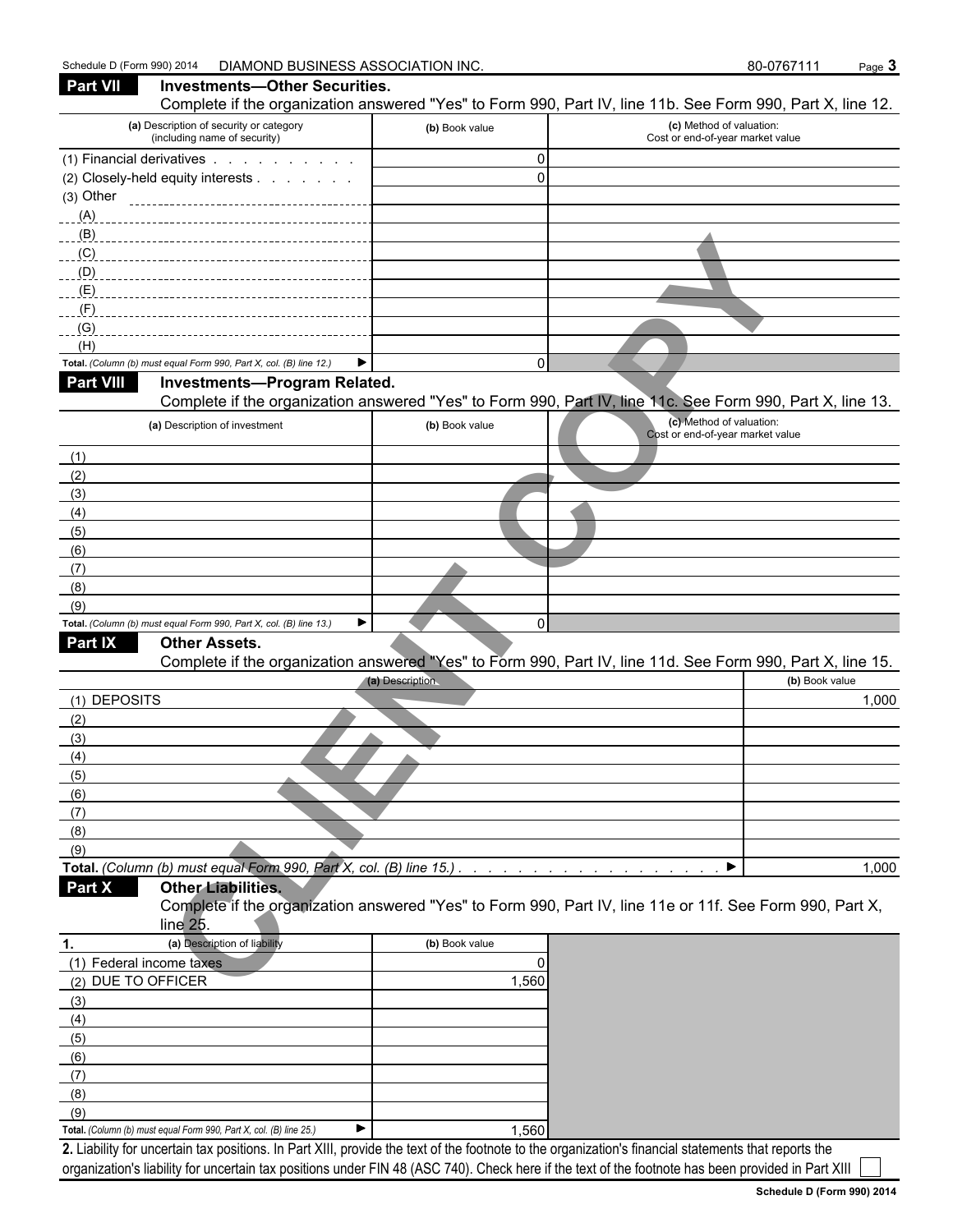## Part VII Investments—Other Securities.

Complete if the organization answered "Yes" to Form 990, Part IV, line 11b. See Form 990, Part X, line 12.

| (a) Description of security or category (including name of security) | (b) Book value | (c) Method of valuation: Cost or end-of-year market value |
|---|---|---|
| (1) Financial derivatives | 0 | |
| (2) Closely-held equity interests | 0 | |
| (3) Other | | |
| (A) | | |
| (B) | | |
| (C) | | |
| (D) | | |
| (E) | | |
| (F) | | |
| (G) | | |
| (H) | | |
| **Total.** *(Column (b) must equal Form 990, Part X, col. (B) line 12.)* ▶ | 0 | |

## Part VIII Investments—Program Related.

Complete if the organization answered "Yes" to Form 990, Part IV, line 11c. See Form 990, Part X, line 13.

| (a) Description of investment | (b) Book value | (c) Method of valuation: Cost or end-of-year market value |
|---|---|---|
| (1) | | |
| (2) | | |
| (3) | | |
| (4) | | |
| (5) | | |
| (6) | | |
| (7) | | |
| (8) | | |
| (9) | | |
| **Total.** *(Column (b) must equal Form 990, Part X, col. (B) line 13.)* ▶ | 0 | |

## Part IX Other Assets.

Complete if the organization answered "Yes" to Form 990, Part IV, line 11d. See Form 990, Part X, line 15.

| (a) Description | (b) Book value |
|---|---|
| (1) DEPOSITS | 1,000 |
| (2) | |
| (3) | |
| (4) | |
| (5) | |
| (6) | |
| (7) | |
| (8) | |
| (9) | |
| **Total.** *(Column (b) must equal Form 990, Part X, col. (B) line 15.)* ▶ | 1,000 |

## Part X Other Liabilities.

Complete if the organization answered "Yes" to Form 990, Part IV, line 11e or 11f. See Form 990, Part X, line 25.

| 1. (a) Description of liability | (b) Book value |
|---|---|
| (1) Federal income taxes | 0 |
| (2) DUE TO OFFICER | 1,560 |
| (3) | |
| (4) | |
| (5) | |
| (6) | |
| (7) | |
| (8) | |
| (9) | |
| **Total.** *(Column (b) must equal Form 990, Part X, col. (B) line 25.)* ▶ | 1,560 |

**2.** Liability for uncertain tax positions. In Part XIII, provide the text of the footnote to the organization's financial statements that reports the organization's liability for uncertain tax positions under FIN 48 (ASC 740). Check here if the text of the footnote has been provided in Part XIII ☐

**Schedule D (Form 990) 2014**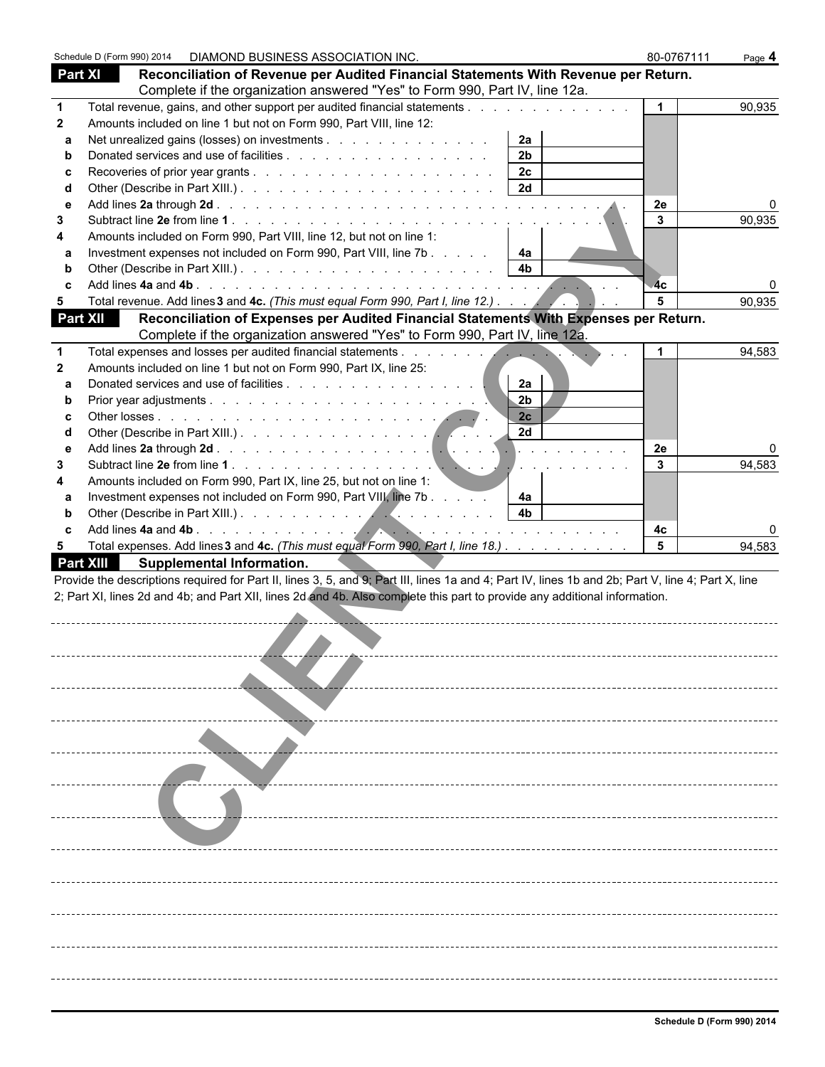Schedule D (Form 990) 2014 DIAMOND BUSINESS ASSOCIATION INC. 80-0767111

## Part XI Reconciliation of Revenue per Audited Financial Statements With Revenue per Return.

Complete if the organization answered "Yes" to Form 990, Part IV, line 12a.

| | | | | | |
|---|---|---|---|---|---|
| 1 | Total revenue, gains, and other support per audited financial statements | | | 1 | 90,935 |
| 2 | Amounts included on line 1 but not on Form 990, Part VIII, line 12: | | | | |
| a | Net unrealized gains (losses) on investments | 2a | | | |
| b | Donated services and use of facilities | 2b | | | |
| c | Recoveries of prior year grants | 2c | | | |
| d | Other (Describe in Part XIII.) | 2d | | | |
| e | Add lines **2a** through **2d** | | | 2e | 0 |
| 3 | Subtract line **2e** from line **1** | | | 3 | 90,935 |
| 4 | Amounts included on Form 990, Part VIII, line 12, but not on line 1: | | | | |
| a | Investment expenses not included on Form 990, Part VIII, line 7b | 4a | | | |
| b | Other (Describe in Part XIII.) | 4b | | | |
| c | Add lines **4a** and **4b** | | | 4c | 0 |
| 5 | Total revenue. Add lines **3** and **4c.** *(This must equal Form 990, Part I, line 12.)* | | | 5 | 90,935 |

## Part XII Reconciliation of Expenses per Audited Financial Statements With Expenses per Return.

Complete if the organization answered "Yes" to Form 990, Part IV, line 12a.

| | | | | | |
|---|---|---|---|---|---|
| 1 | Total expenses and losses per audited financial statements | | | 1 | 94,583 |
| 2 | Amounts included on line 1 but not on Form 990, Part IX, line 25: | | | | |
| a | Donated services and use of facilities | 2a | | | |
| b | Prior year adjustments | 2b | | | |
| c | Other losses | 2c | | | |
| d | Other (Describe in Part XIII.) | 2d | | | |
| e | Add lines **2a** through **2d** | | | 2e | 0 |
| 3 | Subtract line **2e** from line **1** | | | 3 | 94,583 |
| 4 | Amounts included on Form 990, Part IX, line 25, but not on line 1: | | | | |
| a | Investment expenses not included on Form 990, Part VIII, line 7b | 4a | | | |
| b | Other (Describe in Part XIII.) | 4b | | | |
| c | Add lines **4a** and **4b** | | | 4c | 0 |
| 5 | Total expenses. Add lines **3** and **4c.** *(This must equal Form 990, Part I, line 18.)* | | | 5 | 94,583 |

## Part XIII Supplemental Information.

Provide the descriptions required for Part II, lines 3, 5, and 9; Part III, lines 1a and 4; Part IV, lines 1b and 2b; Part V, line 4; Part X, line 2; Part XI, lines 2d and 4b; and Part XII, lines 2d and 4b. Also complete this part to provide any additional information.

CLIENT COPY

Schedule D (Form 990) 2014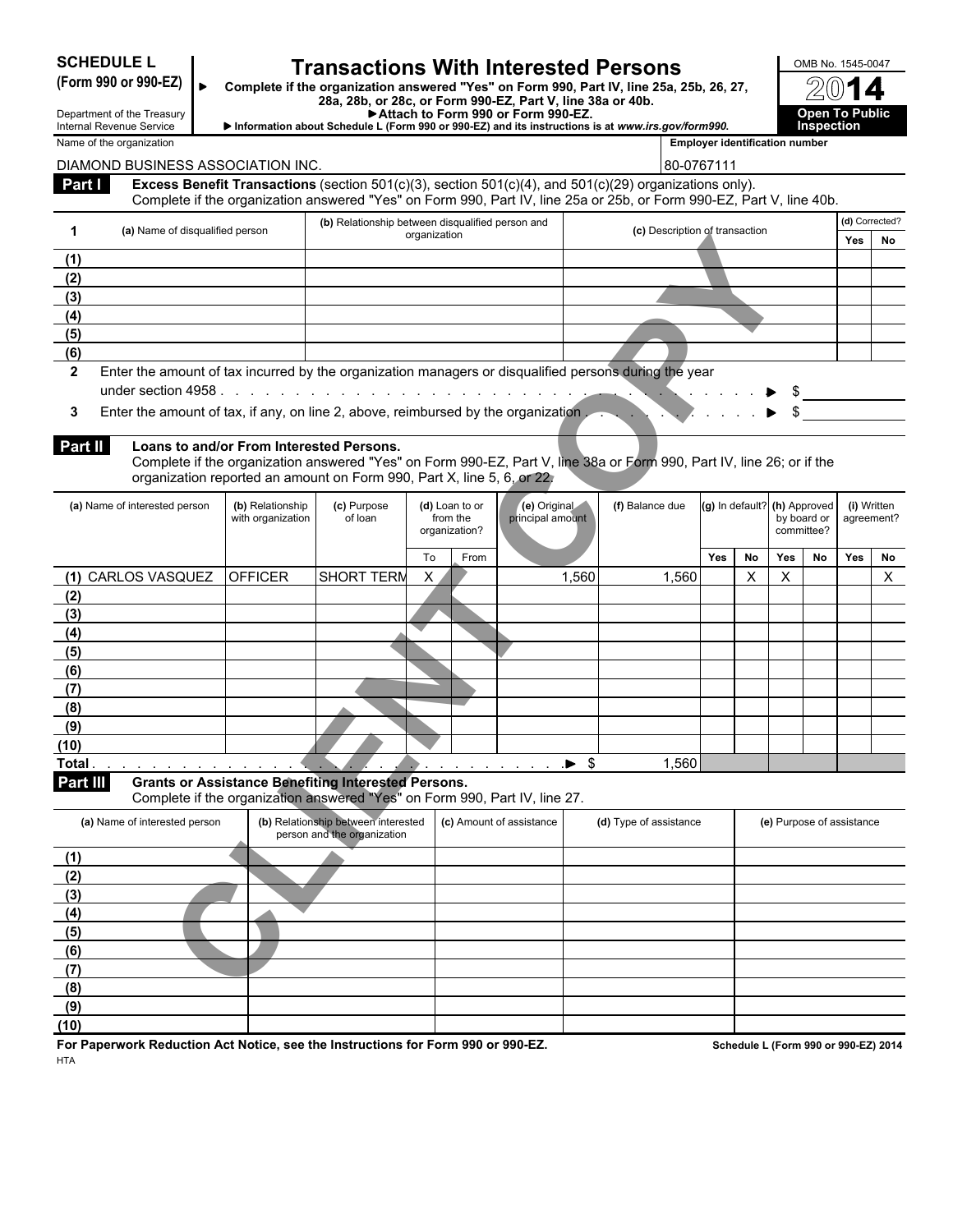**SCHEDULE L**
**(Form 990 or 990-EZ)**

Department of the Treasury
Internal Revenue Service

# Transactions With Interested Persons

► **Complete if the organization answered "Yes" on Form 990, Part IV, line 25a, 25b, 26, 27, 28a, 28b, or 28c, or Form 990-EZ, Part V, line 38a or 40b.**
► **Attach to Form 990 or Form 990-EZ.**
► **Information about Schedule L (Form 990 or 990-EZ) and its instructions is at *www.irs.gov/form990.***

OMB No. 1545-0047
**2014**
**Open To Public Inspection**

Name of the organization: DIAMOND BUSINESS ASSOCIATION INC.
Employer identification number: 80-0767111

## Part I Excess Benefit Transactions (section 501(c)(3), section 501(c)(4), and 501(c)(29) organizations only).

Complete if the organization answered "Yes" on Form 990, Part IV, line 25a or 25b, or Form 990-EZ, Part V, line 40b.

| 1 | (a) Name of disqualified person | (b) Relationship between disqualified person and organization | (c) Description of transaction | (d) Corrected? Yes | (d) Corrected? No |
|---|---|---|---|---|---|
| (1) | | | | | |
| (2) | | | | | |
| (3) | | | | | |
| (4) | | | | | |
| (5) | | | | | |
| (6) | | | | | |

**2** Enter the amount of tax incurred by the organization managers or disqualified persons during the year under section 4958 . . . . . ► $

**3** Enter the amount of tax, if any, on line 2, above, reimbursed by the organization . . . . . ► $

## Part II Loans to and/or From Interested Persons.

Complete if the organization answered "Yes" on Form 990-EZ, Part V, line 38a or Form 990, Part IV, line 26; or if the organization reported an amount on Form 990, Part X, line 5, 6, or 22.

| (a) Name of interested person | (b) Relationship with organization | (c) Purpose of loan | (d) Loan to or from the organization? | | (e) Original principal amount | (f) Balance due | (g) In default? | | (h) Approved by board or committee? | | (i) Written agreement? | |
|---|---|---|---|---|---|---|---|---|---|---|---|---|
| | | | To | From | | | Yes | No | Yes | No | Yes | No |
| (1) CARLOS VASQUEZ | OFFICER | SHORT TERM | X | | 1,560 | 1,560 | | X | X | | | X |
| (2) | | | | | | | | | | | | |
| (3) | | | | | | | | | | | | |
| (4) | | | | | | | | | | | | |
| (5) | | | | | | | | | | | | |
| (6) | | | | | | | | | | | | |
| (7) | | | | | | | | | | | | |
| (8) | | | | | | | | | | | | |
| (9) | | | | | | | | | | | | |
| (10) | | | | | | | | | | | | |
| Total . . . . . . . . . . ► $ | | | | | | 1,560 | | | | | | |

## Part III Grants or Assistance Benefiting Interested Persons.

Complete if the organization answered "Yes" on Form 990, Part IV, line 27.

| (a) Name of interested person | (b) Relationship between interested person and the organization | (c) Amount of assistance | (d) Type of assistance | (e) Purpose of assistance |
|---|---|---|---|---|
| (1) | | | | |
| (2) | | | | |
| (3) | | | | |
| (4) | | | | |
| (5) | | | | |
| (6) | | | | |
| (7) | | | | |
| (8) | | | | |
| (9) | | | | |
| (10) | | | | |

**For Paperwork Reduction Act Notice, see the Instructions for Form 990 or 990-EZ.** **Schedule L (Form 990 or 990-EZ) 2014**

HTA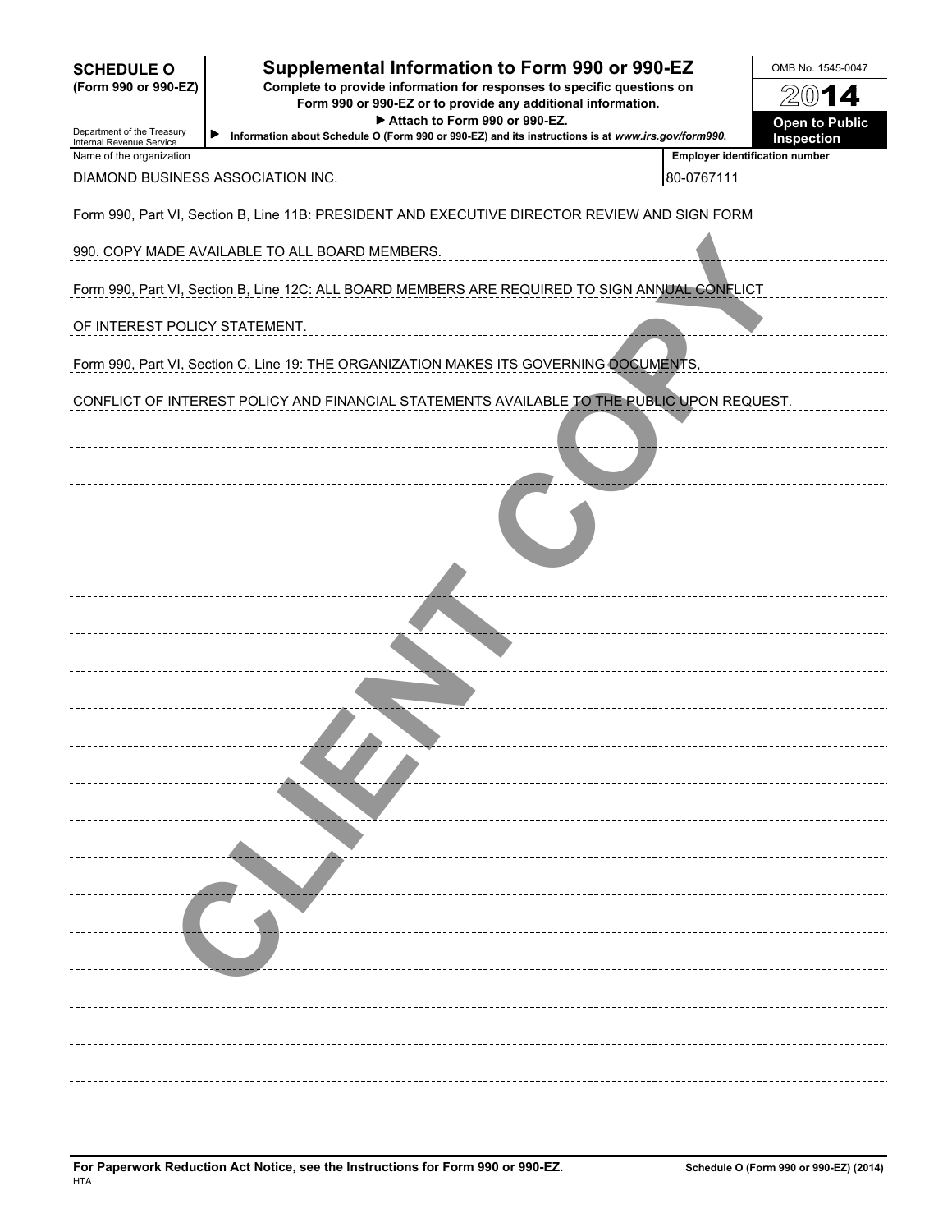**SCHEDULE O**
**(Form 990 or 990-EZ)**

Department of the Treasury
Internal Revenue Service

# Supplemental Information to Form 990 or 990-EZ

**Complete to provide information for responses to specific questions on Form 990 or 990-EZ or to provide any additional information.**

**▶ Attach to Form 990 or 990-EZ.**

▶ **Information about Schedule O (Form 990 or 990-EZ) and its instructions is at *www.irs.gov/form990*.**

OMB No. 1545-0047

**2014**

**Open to Public Inspection**

| Name of the organization | Employer identification number |
| --- | --- |
| DIAMOND BUSINESS ASSOCIATION INC. | 80-0767111 |

Form 990, Part VI, Section B, Line 11B: PRESIDENT AND EXECUTIVE DIRECTOR REVIEW AND SIGN FORM 990. COPY MADE AVAILABLE TO ALL BOARD MEMBERS.

Form 990, Part VI, Section B, Line 12C: ALL BOARD MEMBERS ARE REQUIRED TO SIGN ANNUAL CONFLICT OF INTEREST POLICY STATEMENT.

Form 990, Part VI, Section C, Line 19: THE ORGANIZATION MAKES ITS GOVERNING DOCUMENTS, CONFLICT OF INTEREST POLICY AND FINANCIAL STATEMENTS AVAILABLE TO THE PUBLIC UPON REQUEST.

CLIENT COPY

**For Paperwork Reduction Act Notice, see the Instructions for Form 990 or 990-EZ.**
HTA

**Schedule O (Form 990 or 990-EZ) (2014)**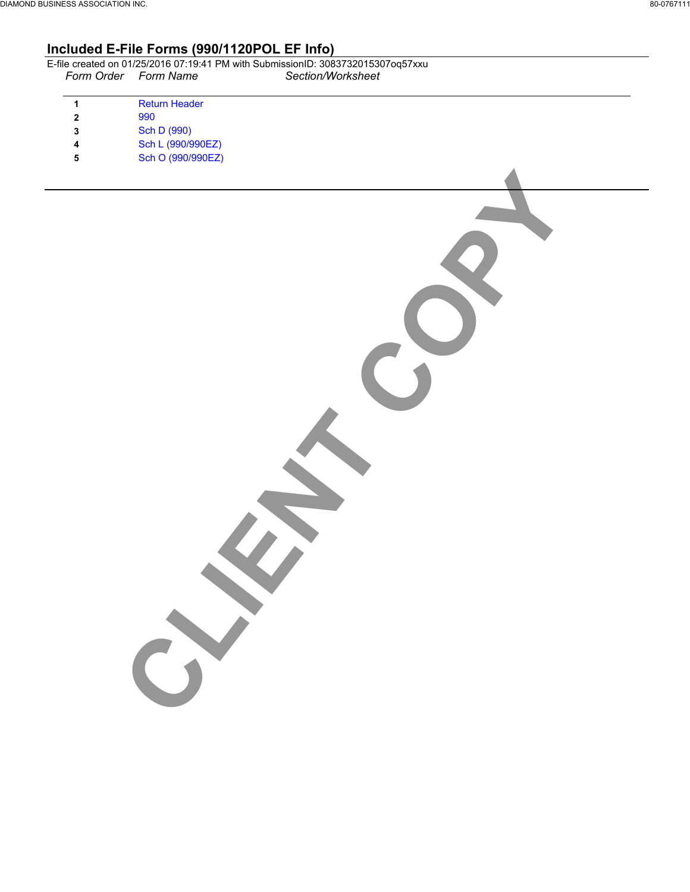## Included E-File Forms (990/1120POL EF Info)

E-file created on 01/25/2016 07:19:41 PM with SubmissionID: 3083732015307oq57xxu

| *Form Order* | *Form Name* | *Section/Worksheet* |
|---|---|---|
| **1** | Return Header | |
| **2** | 990 | |
| **3** | Sch D (990) | |
| **4** | Sch L (990/990EZ) | |
| **5** | Sch O (990/990EZ) | |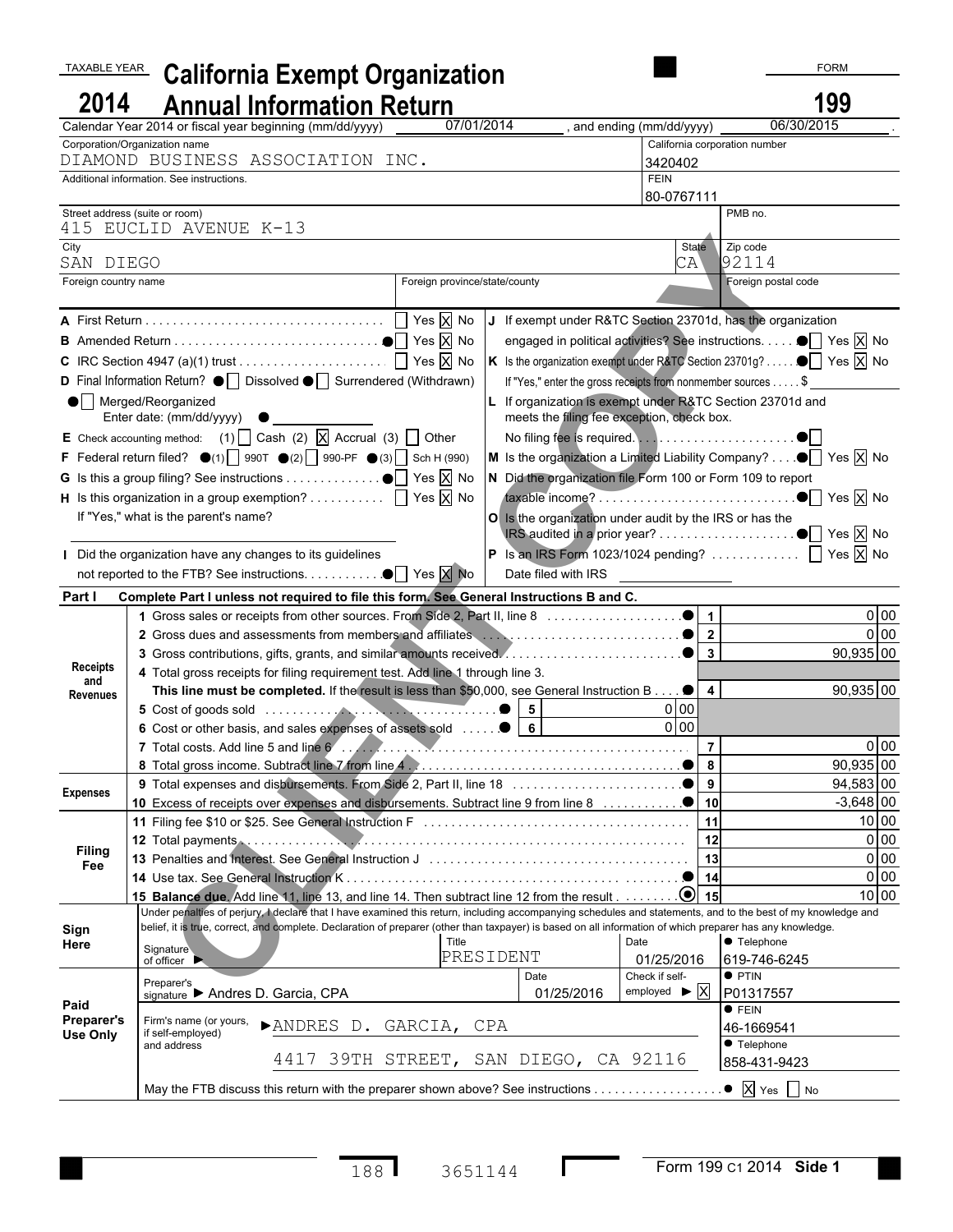TAXABLE YEAR **2014**

# California Exempt Organization Annual Information Return

FORM **199**

Calendar Year 2014 or fiscal year beginning (mm/dd/yyyy) 07/01/2014, and ending (mm/dd/yyyy) 06/30/2015.

| Corporation/Organization name | California corporation number |
|---|---|
| DIAMOND BUSINESS ASSOCIATION INC. | 3420402 |
| Additional information. See instructions. | FEIN 80-0767111 |

| Street address (suite or room) | | PMB no. |
|---|---|---|
| 415 EUCLID AVENUE K-13 | | |
| City | State | Zip code |
| SAN DIEGO | CA | 92114 |
| Foreign country name | Foreign province/state/county | Foreign postal code |
| | | |

A First Return . . . ☐ Yes ☒ No

B Amended Return . . . ☐ Yes ☒ No

C IRC Section 4947 (a)(1) trust . . . ☐ Yes ☒ No

D Final Information Return? ☐ Dissolved ☐ Surrendered (Withdrawn) ☐ Merged/Reorganized
Enter date: (mm/dd/yyyy)

E Check accounting method: (1) ☐ Cash (2) ☒ Accrual (3) ☐ Other

F Federal return filed? (1) ☐ 990T (2) ☐ 990-PF (3) ☐ Sch H (990)

G Is this a group filing? See instructions . . . ☐ Yes ☒ No

H Is this organization in a group exemption? . . . ☐ Yes ☒ No
If "Yes," what is the parent's name?

I Did the organization have any changes to its guidelines not reported to the FTB? See instructions. . . . ☐ Yes ☒ No

J If exempt under R&TC Section 23701d, has the organization engaged in political activities? See instructions. . . . ☐ Yes ☒ No

K Is the organization exempt under R&TC Section 23701g? . . . ☐ Yes ☒ No
If "Yes," enter the gross receipts from nonmember sources . . . $

L If organization is exempt under R&TC Section 23701d and meets the filing fee exception, check box. No filing fee is required. . . . ☐

M Is the organization a Limited Liability Company? . . . ☐ Yes ☒ No

N Did the organization file Form 100 or Form 109 to report taxable income? . . . ☐ Yes ☒ No

O Is the organization under audit by the IRS or has the IRS audited in a prior year? . . . ☐ Yes ☒ No

P Is an IRS Form 1023/1024 pending? . . . ☐ Yes ☒ No
Date filed with IRS

## Part I Complete Part I unless not required to file this form. See General Instructions B and C.

| Section | Line | Description | Sub-line | Sub-amount | Line | Amount |
|---|---|---|---|---|---|---|
| Receipts and Revenues | 1 | Gross sales or receipts from other sources. From Side 2, Part II, line 8 | | | 1 | 0 00 |
| | 2 | Gross dues and assessments from members and affiliates | | | 2 | 0 00 |
| | 3 | Gross contributions, gifts, grants, and similar amounts received | | | 3 | 90,935 00 |
| | 4 | Total gross receipts for filing requirement test. Add line 1 through line 3. **This line must be completed.** If the result is less than $50,000, see General Instruction B | | | 4 | 90,935 00 |
| | 5 | Cost of goods sold | 5 | 0 00 | | |
| | 6 | Cost or other basis, and sales expenses of assets sold | 6 | 0 00 | | |
| | 7 | Total costs. Add line 5 and line 6 | | | 7 | 0 00 |
| | 8 | Total gross income. Subtract line 7 from line 4 | | | 8 | 90,935 00 |
| Expenses | 9 | Total expenses and disbursements. From Side 2, Part II, line 18 | | | 9 | 94,583 00 |
| | 10 | Excess of receipts over expenses and disbursements. Subtract line 9 from line 8 | | | 10 | -3,648 00 |
| Filing Fee | 11 | Filing fee $10 or $25. See General Instruction F | | | 11 | 10 00 |
| | 12 | Total payments | | | 12 | 0 00 |
| | 13 | Penalties and Interest. See General Instruction J | | | 13 | 0 00 |
| | 14 | Use tax. See General Instruction K | | | 14 | 0 00 |
| | 15 | **Balance due.** Add line 11, line 13, and line 14. Then subtract line 12 from the result | | | 15 | 10 00 |

**Sign Here**

Under penalties of perjury, I declare that I have examined this return, including accompanying schedules and statements, and to the best of my knowledge and belief, it is true, correct, and complete. Declaration of preparer (other than taxpayer) is based on all information of which preparer has any knowledge.

| Signature of officer | Title | Date | Telephone |
|---|---|---|---|
| | PRESIDENT | 01/25/2016 | 619-746-6245 |

**Paid Preparer's Use Only**

| Preparer's signature | Date | Check if self-employed | PTIN |
|---|---|---|---|
| Andres D. Garcia, CPA | 01/25/2016 | ☒ | P01317557 |

| Firm's name (or yours, if self-employed) and address | FEIN | Telephone |
|---|---|---|
| ANDRES D. GARCIA, CPA, 4417 39TH STREET, SAN DIEGO, CA 92116 | 46-1669541 | 858-431-9423 |

May the FTB discuss this return with the preparer shown above? See instructions . . . ☒ Yes ☐ No

CLIENT COPY

188 3651144 Form 199 C1 2014 Side 1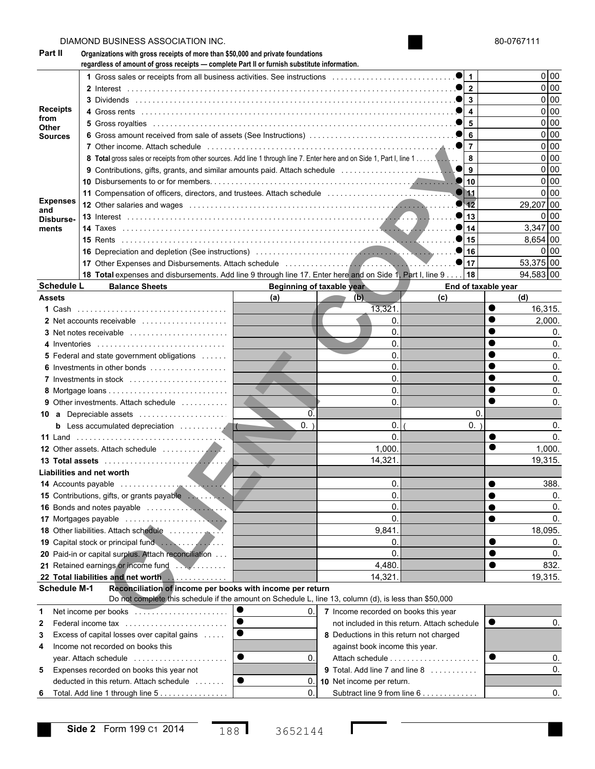DIAMOND BUSINESS ASSOCIATION INC. 80-0767111

**Part II** **Organizations with gross receipts of more than $50,000 and private foundations regardless of amount of gross receipts — complete Part II or furnish substitute information.**

| Section | Line | Description | Line No. | Amount |
|---|---|---|---|---|
| Receipts from Other Sources | 1 | Gross sales or receipts from all business activities. See instructions | 1 | 0 00 |
| | 2 | Interest | 2 | 0 00 |
| | 3 | Dividends | 3 | 0 00 |
| | 4 | Gross rents | 4 | 0 00 |
| | 5 | Gross royalties | 5 | 0 00 |
| | 6 | Gross amount received from sale of assets (See Instructions) | 6 | 0 00 |
| | 7 | Other income. Attach schedule | 7 | 0 00 |
| | 8 | **Total** gross sales or receipts from other sources. Add line 1 through line 7. Enter here and on Side 1, Part I, line 1 | 8 | 0 00 |
| Expenses and Disbursements | 9 | Contributions, gifts, grants, and similar amounts paid. Attach schedule | 9 | 0 00 |
| | 10 | Disbursements to or for members | 10 | 0 00 |
| | 11 | Compensation of officers, directors, and trustees. Attach schedule | 11 | 0 00 |
| | 12 | Other salaries and wages | 12 | 29,207 00 |
| | 13 | Interest | 13 | 0 00 |
| | 14 | Taxes | 14 | 3,347 00 |
| | 15 | Rents | 15 | 8,654 00 |
| | 16 | Depreciation and depletion (See instructions) | 16 | 0 00 |
| | 17 | Other Expenses and Disbursements. Attach schedule | 17 | 53,375 00 |
| | 18 | **Total** expenses and disbursements. Add line 9 through line 17. Enter here and on Side 1, Part I, line 9 | 18 | 94,583 00 |

**Schedule L** **Balance Sheets**

| | Beginning of taxable year (a) | (b) | End of taxable year (c) | (d) |
|---|---|---|---|---|
| **Assets** | | | | |
| 1 Cash | | 13,321. | | 16,315. |
| 2 Net accounts receivable | | 0. | | 2,000. |
| 3 Net notes receivable | | 0. | | 0. |
| 4 Inventories | | 0. | | 0. |
| 5 Federal and state government obligations | | 0. | | 0. |
| 6 Investments in other bonds | | 0. | | 0. |
| 7 Investments in stock | | 0. | | 0. |
| 8 Mortgage loans | | 0. | | 0. |
| 9 Other investments. Attach schedule | | 0. | | 0. |
| 10 a Depreciable assets | 0. | | 0. | |
| b Less accumulated depreciation | ( 0. ) | 0. | ( 0. ) | 0. |
| 11 Land | | 0. | | 0. |
| 12 Other assets. Attach schedule | | 1,000. | | 1,000. |
| 13 **Total assets** | | 14,321. | | 19,315. |
| **Liabilities and net worth** | | | | |
| 14 Accounts payable | | 0. | | 388. |
| 15 Contributions, gifts, or grants payable | | 0. | | 0. |
| 16 Bonds and notes payable | | 0. | | 0. |
| 17 Mortgages payable | | 0. | | 0. |
| 18 Other liabilities. Attach schedule | | 9,841. | | 18,095. |
| 19 Capital stock or principal fund | | 0. | | 0. |
| 20 Paid-in or capital surplus. Attach reconciliation | | 0. | | 0. |
| 21 Retained earnings or income fund | | 4,480. | | 832. |
| 22 **Total liabilities and net worth** | | 14,321. | | 19,315. |

**Schedule M-1** **Reconciliation of income per books with income per return**
Do not complete this schedule if the amount on Schedule L, line 13, column (d), is less than $50,000

| | | | | |
|---|---|---|---|---|
| 1 Net income per books | 0. | 7 Income recorded on books this year not included in this return. Attach schedule | 0. |
| 2 Federal income tax | | 8 Deductions in this return not charged against book income this year. Attach schedule | 0. |
| 3 Excess of capital losses over capital gains | | 9 Total. Add line 7 and line 8 | 0. |
| 4 Income not recorded on books this year. Attach schedule | 0. | 10 Net income per return. Subtract line 9 from line 6 | 0. |
| 5 Expenses recorded on books this year not deducted in this return. Attach schedule | 0. | | |
| 6 Total. Add line 1 through line 5 | 0. | | |

Side 2 Form 199 C1 2014 188 3652144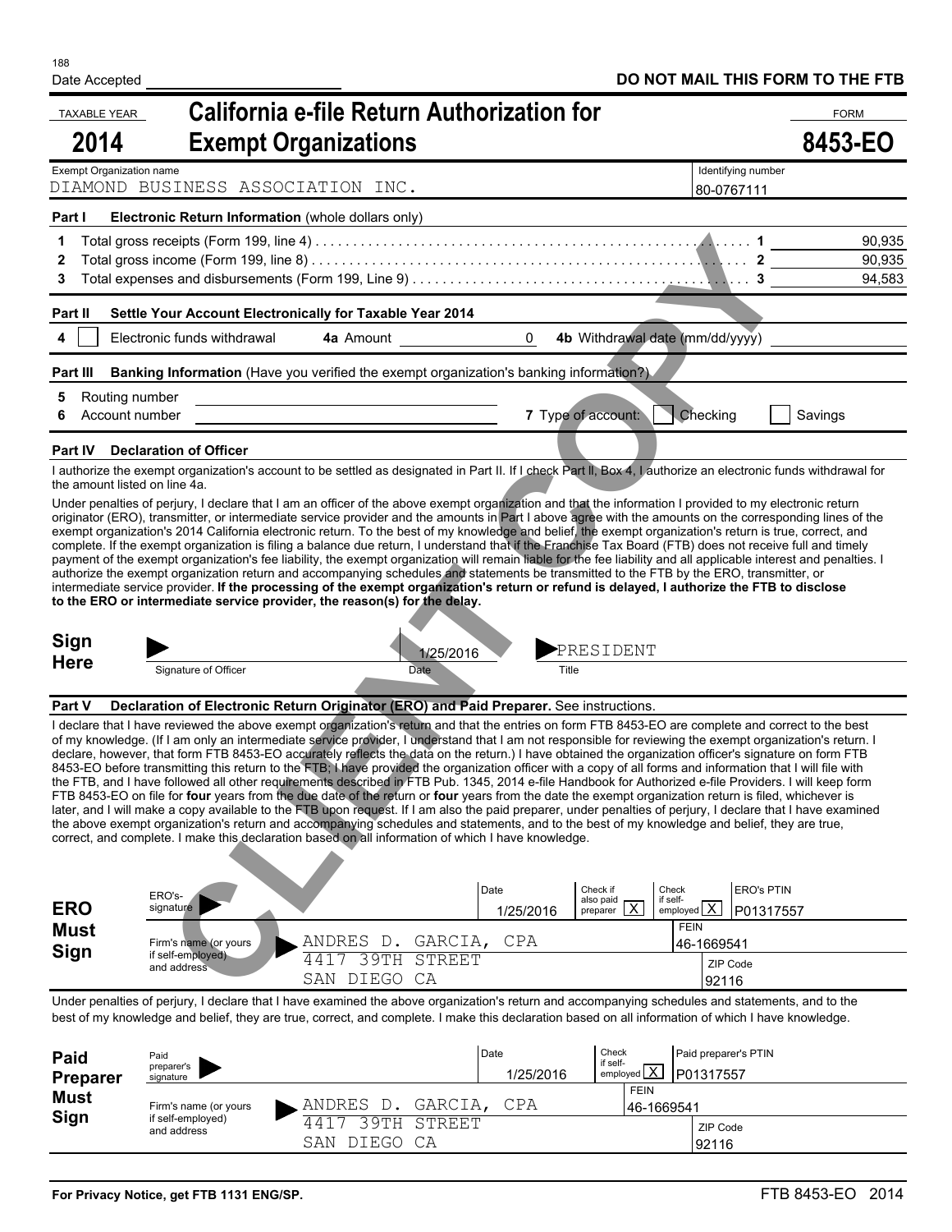Date Accepted ____________________

**DO NOT MAIL THIS FORM TO THE FTB**

TAXABLE YEAR **2014**

# California e-file Return Authorization for Exempt Organizations

FORM **8453-EO**

Exempt Organization name: DIAMOND BUSINESS ASSOCIATION INC.

Identifying number: 80-0767111

**Part I Electronic Return Information** (whole dollars only)

| | | | |
|---|---|---|---|
| 1 | Total gross receipts (Form 199, line 4) | 1 | 90,935 |
| 2 | Total gross income (Form 199, line 8) | 2 | 90,935 |
| 3 | Total expenses and disbursements (Form 199, Line 9) | 3 | 94,583 |

**Part II Settle Your Account Electronically for Taxable Year 2014**

4 ☐ Electronic funds withdrawal **4a** Amount 0 **4b** Withdrawal date (mm/dd/yyyy) ____________

**Part III Banking Information** (Have you verified the exempt organization's banking information?)

5 Routing number ____________

6 Account number ____________ **7** Type of account: ☐ Checking ☐ Savings

**Part IV Declaration of Officer**

I authorize the exempt organization's account to be settled as designated in Part II. If I check Part II, Box 4, I authorize an electronic funds withdrawal for the amount listed on line 4a.

Under penalties of perjury, I declare that I am an officer of the above exempt organization and that the information I provided to my electronic return originator (ERO), transmitter, or intermediate service provider and the amounts in Part I above agree with the amounts on the corresponding lines of the exempt organization's 2014 California electronic return. To the best of my knowledge and belief, the exempt organization's return is true, correct, and complete. If the exempt organization is filing a balance due return, I understand that if the Franchise Tax Board (FTB) does not receive full and timely payment of the exempt organization's fee liability, the exempt organization will remain liable for the fee liability and all applicable interest and penalties. I authorize the exempt organization return and accompanying schedules and statements be transmitted to the FTB by the ERO, transmitter, or intermediate service provider. **If the processing of the exempt organization's return or refund is delayed, I authorize the FTB to disclose to the ERO or intermediate service provider, the reason(s) for the delay.**

**Sign Here**

| Signature of Officer | Date | Title |
|---|---|---|
| | 1/25/2016 | PRESIDENT |

**Part V Declaration of Electronic Return Originator (ERO) and Paid Preparer.** See instructions.

I declare that I have reviewed the above exempt organization's return and that the entries on form FTB 8453-EO are complete and correct to the best of my knowledge. (If I am only an intermediate service provider, I understand that I am not responsible for reviewing the exempt organization's return. I declare, however, that form FTB 8453-EO accurately reflects the data on the return.) I have obtained the organization officer's signature on form FTB 8453-EO before transmitting this return to the FTB; I have provided the organization officer with a copy of all forms and information that I will file with the FTB, and I have followed all other requirements described in FTB Pub. 1345, 2014 e-file Handbook for Authorized e-file Providers. I will keep form FTB 8453-EO on file for **four** years from the due date of the return or **four** years from the date the exempt organization return is filed, whichever is later, and I will make a copy available to the FTB upon request. If I am also the paid preparer, under penalties of perjury, I declare that I have examined the above exempt organization's return and accompanying schedules and statements, and to the best of my knowledge and belief, they are true, correct, and complete. I make this declaration based on all information of which I have knowledge.

**ERO Must Sign**

| ERO's signature | Date | Check if also paid preparer | Check if self-employed | ERO's PTIN |
|---|---|---|---|---|
| | 1/25/2016 | X | X | P01317557 |

Firm's name (or yours if self-employed) and address: ANDRES D. GARCIA, CPA, 4417 39TH STREET, SAN DIEGO CA

FEIN: 46-1669541

ZIP Code: 92116

Under penalties of perjury, I declare that I have examined the above organization's return and accompanying schedules and statements, and to the best of my knowledge and belief, they are true, correct, and complete. I make this declaration based on all information of which I have knowledge.

**Paid Preparer Must Sign**

| Paid preparer's signature | Date | Check if self-employed | Paid preparer's PTIN |
|---|---|---|---|
| | 1/25/2016 | X | P01317557 |

Firm's name (or yours if self-employed) and address: ANDRES D. GARCIA, CPA, 4417 39TH STREET, SAN DIEGO CA

FEIN: 46-1669541

ZIP Code: 92116

**For Privacy Notice, get FTB 1131 ENG/SP.**

FTB 8453-EO 2014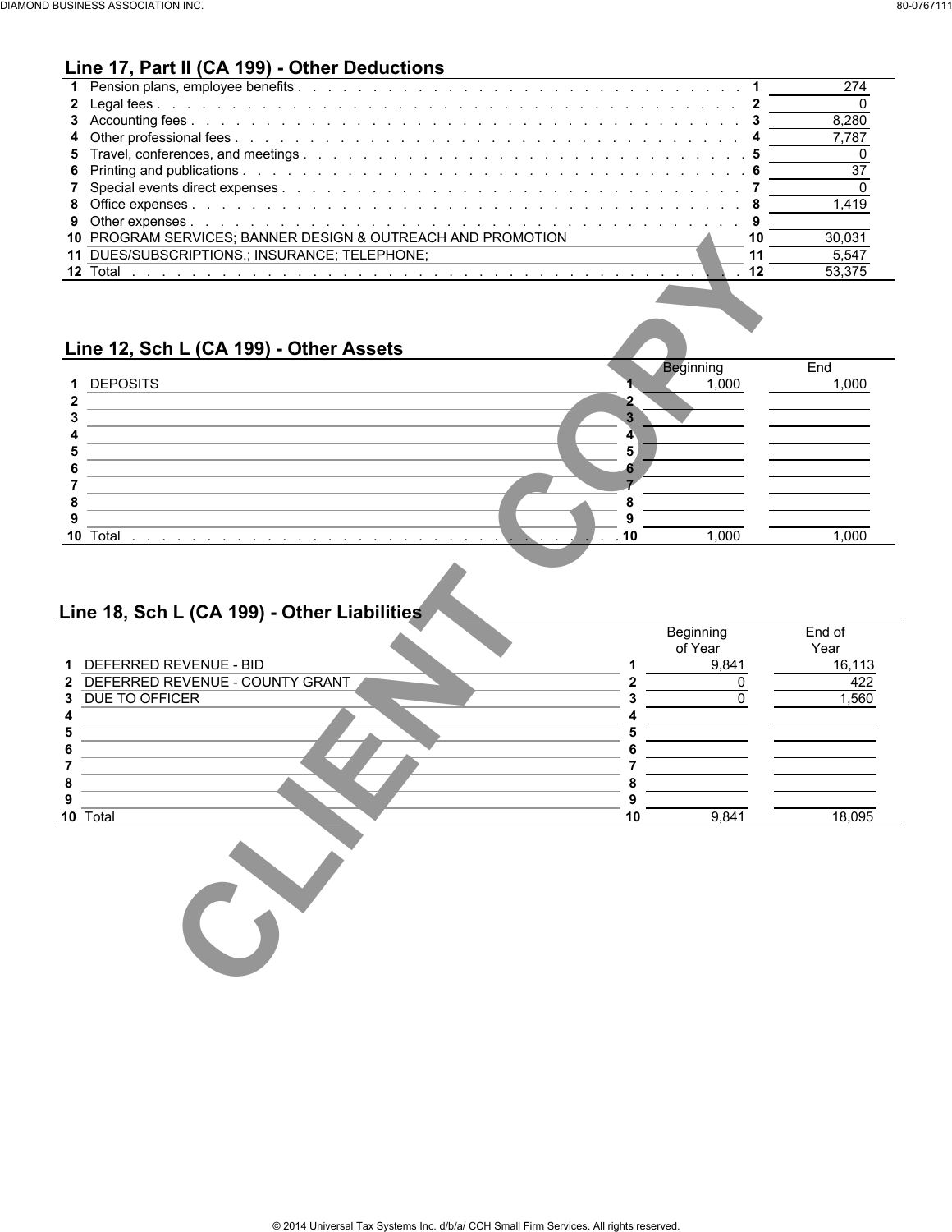## Line 17, Part II (CA 199) - Other Deductions

| | | | |
|---|---|---|---|
| 1 | Pension plans, employee benefits | 1 | 274 |
| 2 | Legal fees | 2 | 0 |
| 3 | Accounting fees | 3 | 8,280 |
| 4 | Other professional fees | 4 | 7,787 |
| 5 | Travel, conferences, and meetings | 5 | 0 |
| 6 | Printing and publications | 6 | 37 |
| 7 | Special events direct expenses | 7 | 0 |
| 8 | Office expenses | 8 | 1,419 |
| 9 | Other expenses | 9 | |
| 10 | PROGRAM SERVICES; BANNER DESIGN & OUTREACH AND PROMOTION | 10 | 30,031 |
| 11 | DUES/SUBSCRIPTIONS.; INSURANCE; TELEPHONE; | 11 | 5,547 |
| 12 | Total | 12 | 53,375 |

## Line 12, Sch L (CA 199) - Other Assets

| | | | Beginning | End |
|---|---|---|---|---|
| 1 | DEPOSITS | 1 | 1,000 | 1,000 |
| 2 | | 2 | | |
| 3 | | 3 | | |
| 4 | | 4 | | |
| 5 | | 5 | | |
| 6 | | 6 | | |
| 7 | | 7 | | |
| 8 | | 8 | | |
| 9 | | 9 | | |
| 10 | Total | 10 | 1,000 | 1,000 |

## Line 18, Sch L (CA 199) - Other Liabilities

| | | | Beginning of Year | End of Year |
|---|---|---|---|---|
| 1 | DEFERRED REVENUE - BID | 1 | 9,841 | 16,113 |
| 2 | DEFERRED REVENUE - COUNTY GRANT | 2 | 0 | 422 |
| 3 | DUE TO OFFICER | 3 | 0 | 1,560 |
| 4 | | 4 | | |
| 5 | | 5 | | |
| 6 | | 6 | | |
| 7 | | 7 | | |
| 8 | | 8 | | |
| 9 | | 9 | | |
| 10 | Total | 10 | 9,841 | 18,095 |